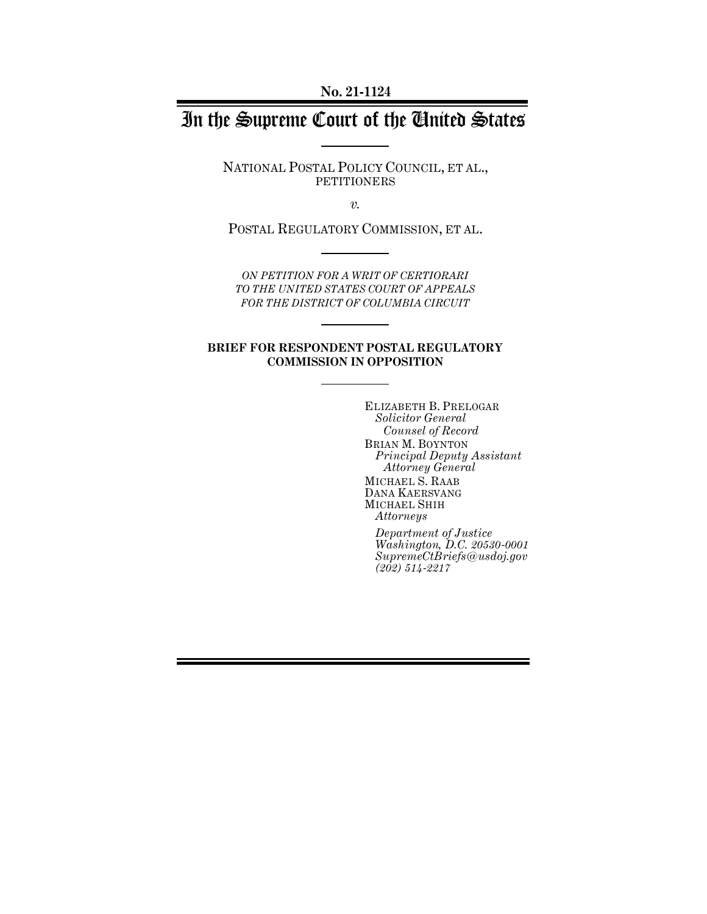No. 21-1124

# In the Supreme Court of the United States

NATIONAL POSTAL POLICY COUNCIL, ET AL., PETITIONERS

*v.*

POSTAL REGULATORY COMMISSION, ET AL.

*ON PETITION FOR A WRIT OF CERTIORARI TO THE UNITED STATES COURT OF APPEALS FOR THE DISTRICT OF COLUMBIA CIRCUIT*

**BRIEF FOR RESPONDENT POSTAL REGULATORY COMMISSION IN OPPOSITION**

ELIZABETH B. PRELOGAR
*Solicitor General*
*Counsel of Record*
BRIAN M. BOYNTON
*Principal Deputy Assistant Attorney General*
MICHAEL S. RAAB
DANA KAERSVANG
MICHAEL SHIH
*Attorneys*

*Department of Justice*
*Washington, D.C. 20530-0001*
*SupremeCtBriefs@usdoj.gov*
*(202) 514-2217*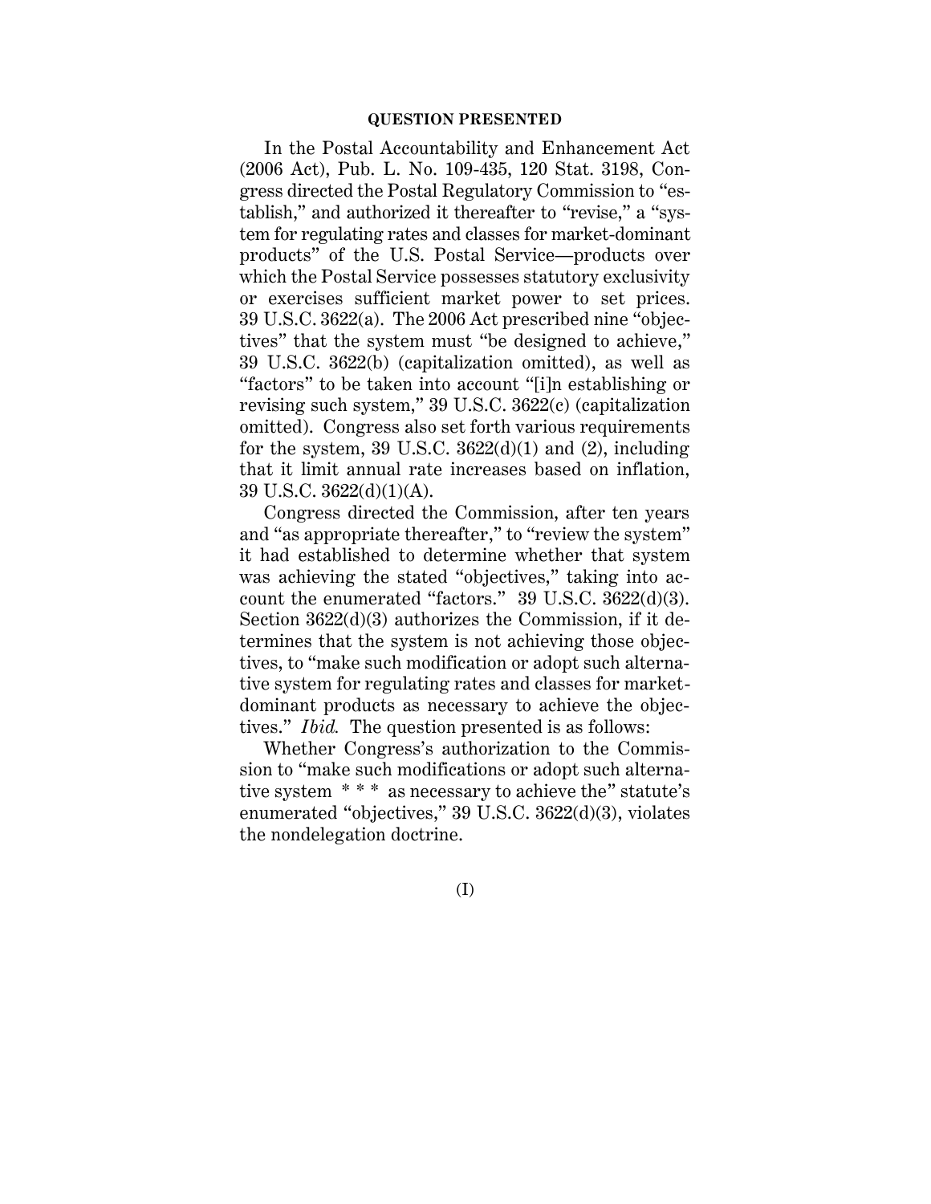## QUESTION PRESENTED

In the Postal Accountability and Enhancement Act (2006 Act), Pub. L. No. 109-435, 120 Stat. 3198, Congress directed the Postal Regulatory Commission to "establish," and authorized it thereafter to "revise," a "system for regulating rates and classes for market-dominant products" of the U.S. Postal Service—products over which the Postal Service possesses statutory exclusivity or exercises sufficient market power to set prices. 39 U.S.C. 3622(a). The 2006 Act prescribed nine "objectives" that the system must "be designed to achieve," 39 U.S.C. 3622(b) (capitalization omitted), as well as "factors" to be taken into account "[i]n establishing or revising such system," 39 U.S.C. 3622(c) (capitalization omitted). Congress also set forth various requirements for the system, 39 U.S.C. 3622(d)(1) and (2), including that it limit annual rate increases based on inflation, 39 U.S.C. 3622(d)(1)(A).

Congress directed the Commission, after ten years and "as appropriate thereafter," to "review the system" it had established to determine whether that system was achieving the stated "objectives," taking into account the enumerated "factors." 39 U.S.C. 3622(d)(3). Section 3622(d)(3) authorizes the Commission, if it determines that the system is not achieving those objectives, to "make such modification or adopt such alternative system for regulating rates and classes for market-dominant products as necessary to achieve the objectives." *Ibid.* The question presented is as follows:

Whether Congress's authorization to the Commission to "make such modifications or adopt such alternative system * * * as necessary to achieve the" statute's enumerated "objectives," 39 U.S.C. 3622(d)(3), violates the nondelegation doctrine.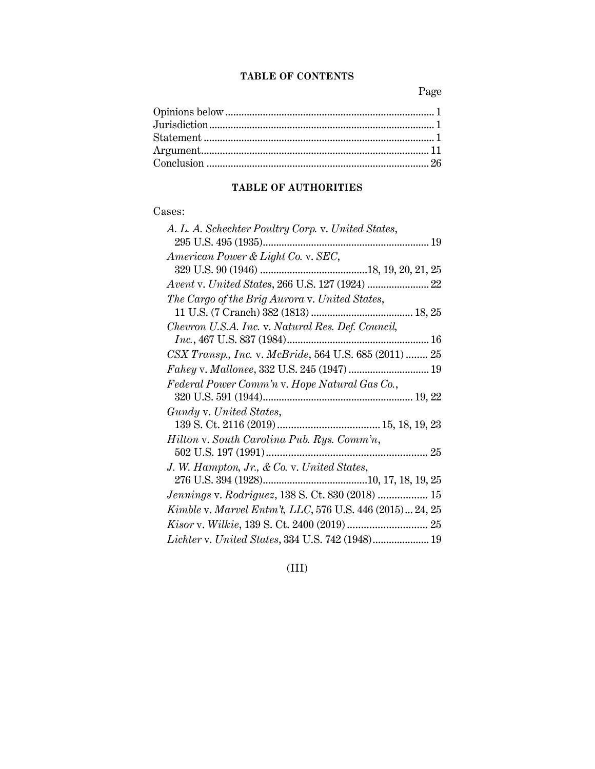**TABLE OF CONTENTS**

| | Page |
|---|---|
| Opinions below | 1 |
| Jurisdiction | 1 |
| Statement | 1 |
| Argument | 11 |
| Conclusion | 26 |

**TABLE OF AUTHORITIES**

Cases:

*A. L. A. Schechter Poultry Corp.* v. *United States*, 295 U.S. 495 (1935) .......... 19

*American Power & Light Co.* v. *SEC*, 329 U.S. 90 (1946) .......... 18, 19, 20, 21, 25

*Avent* v. *United States*, 266 U.S. 127 (1924) .......... 22

*The Cargo of the Brig Aurora* v. *United States*, 11 U.S. (7 Cranch) 382 (1813) .......... 18, 25

*Chevron U.S.A. Inc.* v. *Natural Res. Def. Council, Inc.*, 467 U.S. 837 (1984) .......... 16

*CSX Transp., Inc.* v. *McBride*, 564 U.S. 685 (2011) .......... 25

*Fahey* v. *Mallonee*, 332 U.S. 245 (1947) .......... 19

*Federal Power Comm'n* v. *Hope Natural Gas Co.*, 320 U.S. 591 (1944) .......... 19, 22

*Gundy* v. *United States*, 139 S. Ct. 2116 (2019) .......... 15, 18, 19, 23

*Hilton* v. *South Carolina Pub. Rys. Comm'n*, 502 U.S. 197 (1991) .......... 25

*J. W. Hampton, Jr., & Co.* v. *United States*, 276 U.S. 394 (1928) .......... 10, 17, 18, 19, 25

*Jennings* v. *Rodriguez*, 138 S. Ct. 830 (2018) .......... 15

*Kimble* v. *Marvel Entm't, LLC*, 576 U.S. 446 (2015) .......... 24, 25

*Kisor* v. *Wilkie*, 139 S. Ct. 2400 (2019) .......... 25

*Lichter* v. *United States*, 334 U.S. 742 (1948) .......... 19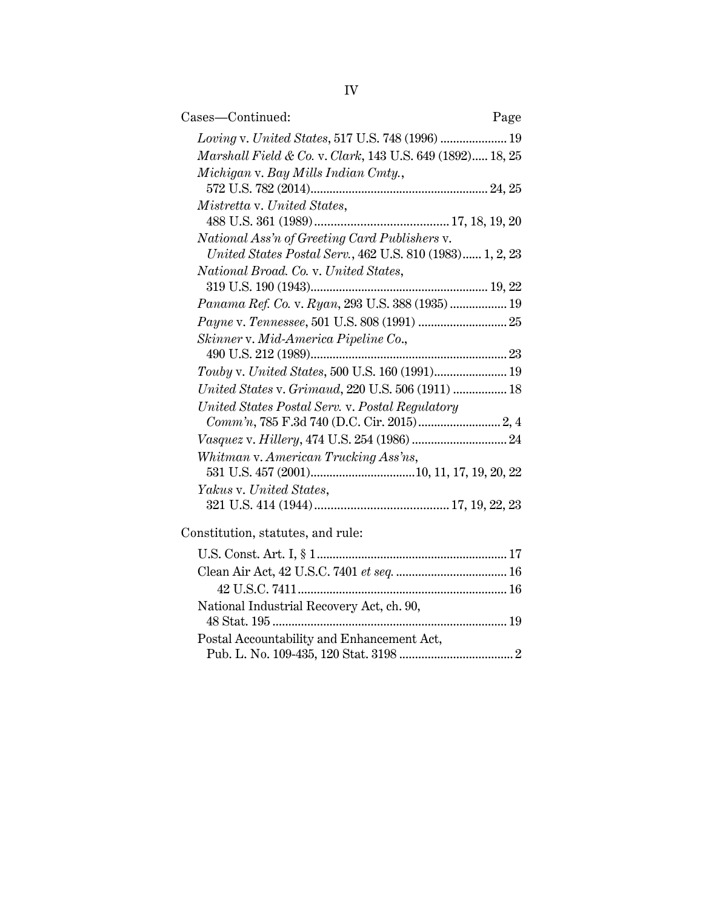Cases—Continued: Page

*Loving* v. *United States*, 517 U.S. 748 (1996) ..................... 19

*Marshall Field & Co.* v. *Clark*, 143 U.S. 649 (1892)..... 18, 25

*Michigan* v. *Bay Mills Indian Cmty.*, 572 U.S. 782 (2014)........................................................ 24, 25

*Mistretta* v. *United States*, 488 U.S. 361 (1989).......................................... 17, 18, 19, 20

*National Ass'n of Greeting Card Publishers* v. *United States Postal Serv.*, 462 U.S. 810 (1983)...... 1, 2, 23

*National Broad. Co.* v. *United States*, 319 U.S. 190 (1943)........................................................ 19, 22

*Panama Ref. Co.* v. *Ryan*, 293 U.S. 388 (1935) .................. 19

*Payne* v. *Tennessee*, 501 U.S. 808 (1991) ............................ 25

*Skinner* v. *Mid-America Pipeline Co.*, 490 U.S. 212 (1989).............................................................. 23

*Touby* v. *United States*, 500 U.S. 160 (1991)....................... 19

*United States* v. *Grimaud*, 220 U.S. 506 (1911) ................. 18

*United States Postal Serv.* v. *Postal Regulatory Comm'n*, 785 F.3d 740 (D.C. Cir. 2015).......................... 2, 4

*Vasquez* v. *Hillery*, 474 U.S. 254 (1986) .............................. 24

*Whitman* v. *American Trucking Ass'ns*, 531 U.S. 457 (2001).................................10, 11, 17, 19, 20, 22

*Yakus* v. *United States*, 321 U.S. 414 (1944).......................................... 17, 19, 22, 23

Constitution, statutes, and rule:

U.S. Const. Art. I, § 1............................................................ 17

Clean Air Act, 42 U.S.C. 7401 *et seq.* ................................... 16

42 U.S.C. 7411.................................................................. 16

National Industrial Recovery Act, ch. 90, 48 Stat. 195 .......................................................................... 19

Postal Accountability and Enhancement Act, Pub. L. No. 109-435, 120 Stat. 3198 .................................... 2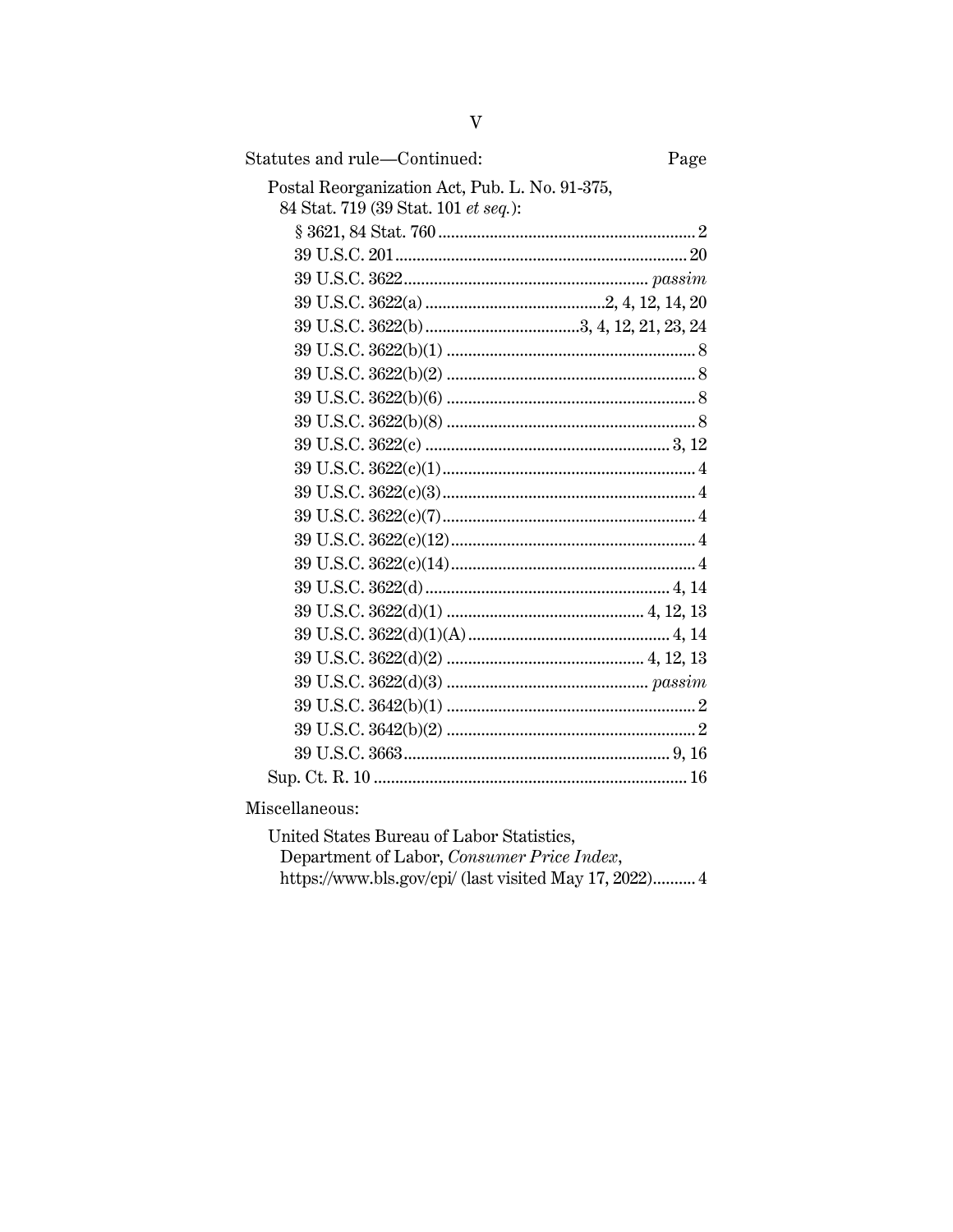Statutes and rule—Continued: Page

Postal Reorganization Act, Pub. L. No. 91-375, 84 Stat. 719 (39 Stat. 101 *et seq.*):

- § 3621, 84 Stat. 760 .......... 2
- 39 U.S.C. 201 .......... 20
- 39 U.S.C. 3622 .......... *passim*
- 39 U.S.C. 3622(a) .......... 2, 4, 12, 14, 20
- 39 U.S.C. 3622(b) .......... 3, 4, 12, 21, 23, 24
- 39 U.S.C. 3622(b)(1) .......... 8
- 39 U.S.C. 3622(b)(2) .......... 8
- 39 U.S.C. 3622(b)(6) .......... 8
- 39 U.S.C. 3622(b)(8) .......... 8
- 39 U.S.C. 3622(c) .......... 3, 12
- 39 U.S.C. 3622(c)(1) .......... 4
- 39 U.S.C. 3622(c)(3) .......... 4
- 39 U.S.C. 3622(c)(7) .......... 4
- 39 U.S.C. 3622(c)(12) .......... 4
- 39 U.S.C. 3622(c)(14) .......... 4
- 39 U.S.C. 3622(d) .......... 4, 14
- 39 U.S.C. 3622(d)(1) .......... 4, 12, 13
- 39 U.S.C. 3622(d)(1)(A) .......... 4, 14
- 39 U.S.C. 3622(d)(2) .......... 4, 12, 13
- 39 U.S.C. 3622(d)(3) .......... *passim*
- 39 U.S.C. 3642(b)(1) .......... 2
- 39 U.S.C. 3642(b)(2) .......... 2
- 39 U.S.C. 3663 .......... 9, 16

Sup. Ct. R. 10 .......... 16

Miscellaneous:

United States Bureau of Labor Statistics, Department of Labor, *Consumer Price Index*, https://www.bls.gov/cpi/ (last visited May 17, 2022) .......... 4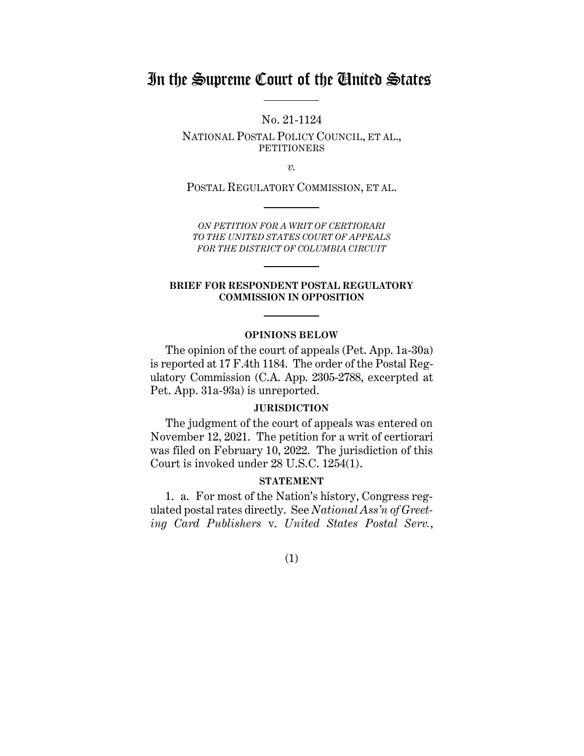# In the Supreme Court of the United States

No. 21-1124

NATIONAL POSTAL POLICY COUNCIL, ET AL., PETITIONERS

*v.*

POSTAL REGULATORY COMMISSION, ET AL.

*ON PETITION FOR A WRIT OF CERTIORARI TO THE UNITED STATES COURT OF APPEALS FOR THE DISTRICT OF COLUMBIA CIRCUIT*

**BRIEF FOR RESPONDENT POSTAL REGULATORY COMMISSION IN OPPOSITION**

**OPINIONS BELOW**

The opinion of the court of appeals (Pet. App. 1a-30a) is reported at 17 F.4th 1184. The order of the Postal Regulatory Commission (C.A. App. 2305-2788, excerpted at Pet. App. 31a-93a) is unreported.

**JURISDICTION**

The judgment of the court of appeals was entered on November 12, 2021. The petition for a writ of certiorari was filed on February 10, 2022. The jurisdiction of this Court is invoked under 28 U.S.C. 1254(1).

**STATEMENT**

1. a. For most of the Nation's history, Congress regulated postal rates directly. See *National Ass'n of Greeting Card Publishers* v. *United States Postal Serv.*,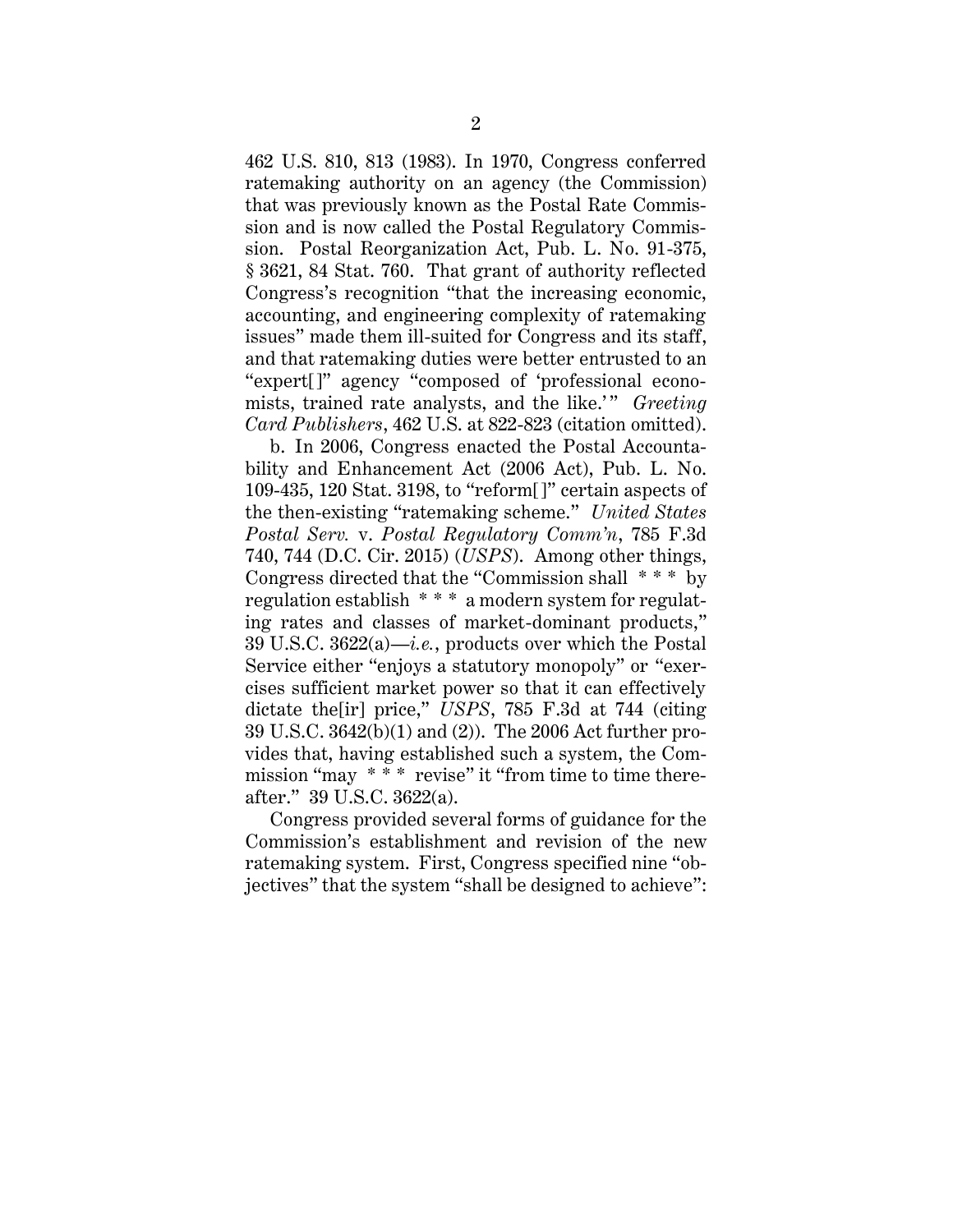462 U.S. 810, 813 (1983). In 1970, Congress conferred ratemaking authority on an agency (the Commission) that was previously known as the Postal Rate Commission and is now called the Postal Regulatory Commission. Postal Reorganization Act, Pub. L. No. 91-375, § 3621, 84 Stat. 760. That grant of authority reflected Congress's recognition "that the increasing economic, accounting, and engineering complexity of ratemaking issues" made them ill-suited for Congress and its staff, and that ratemaking duties were better entrusted to an "expert[]" agency "composed of 'professional economists, trained rate analysts, and the like.'" *Greeting Card Publishers*, 462 U.S. at 822-823 (citation omitted).

b. In 2006, Congress enacted the Postal Accountability and Enhancement Act (2006 Act), Pub. L. No. 109-435, 120 Stat. 3198, to "reform[]" certain aspects of the then-existing "ratemaking scheme." *United States Postal Serv.* v. *Postal Regulatory Comm'n*, 785 F.3d 740, 744 (D.C. Cir. 2015) (*USPS*). Among other things, Congress directed that the "Commission shall * * * by regulation establish * * * a modern system for regulating rates and classes of market-dominant products," 39 U.S.C. 3622(a)—*i.e.*, products over which the Postal Service either "enjoys a statutory monopoly" or "exercises sufficient market power so that it can effectively dictate the[ir] price," *USPS*, 785 F.3d at 744 (citing 39 U.S.C. 3642(b)(1) and (2)). The 2006 Act further provides that, having established such a system, the Commission "may * * * revise" it "from time to time thereafter." 39 U.S.C. 3622(a).

Congress provided several forms of guidance for the Commission's establishment and revision of the new ratemaking system. First, Congress specified nine "objectives" that the system "shall be designed to achieve":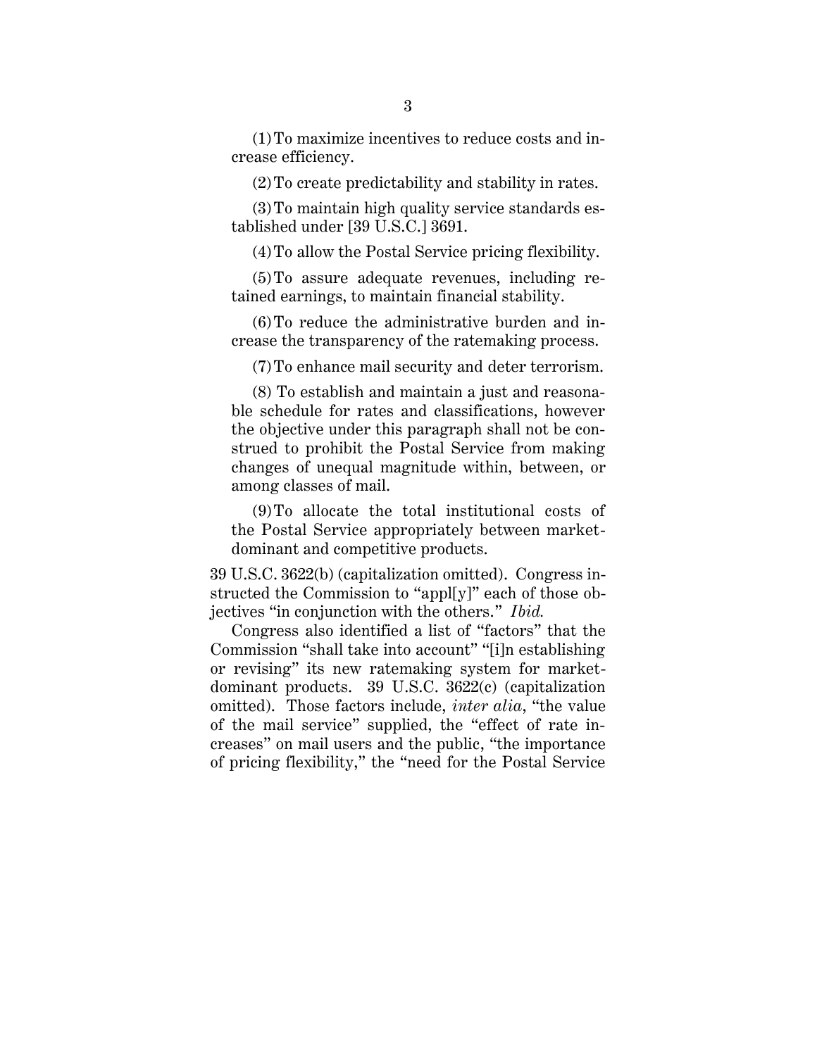(1) To maximize incentives to reduce costs and increase efficiency.

(2) To create predictability and stability in rates.

(3) To maintain high quality service standards established under [39 U.S.C.] 3691.

(4) To allow the Postal Service pricing flexibility.

(5) To assure adequate revenues, including retained earnings, to maintain financial stability.

(6) To reduce the administrative burden and increase the transparency of the ratemaking process.

(7) To enhance mail security and deter terrorism.

(8) To establish and maintain a just and reasonable schedule for rates and classifications, however the objective under this paragraph shall not be construed to prohibit the Postal Service from making changes of unequal magnitude within, between, or among classes of mail.

(9) To allocate the total institutional costs of the Postal Service appropriately between market-dominant and competitive products.

39 U.S.C. 3622(b) (capitalization omitted). Congress instructed the Commission to "appl[y]" each of those objectives "in conjunction with the others." *Ibid.*

Congress also identified a list of "factors" that the Commission "shall take into account" "[i]n establishing or revising" its new ratemaking system for market-dominant products. 39 U.S.C. 3622(c) (capitalization omitted). Those factors include, *inter alia*, "the value of the mail service" supplied, the "effect of rate increases" on mail users and the public, "the importance of pricing flexibility," the "need for the Postal Service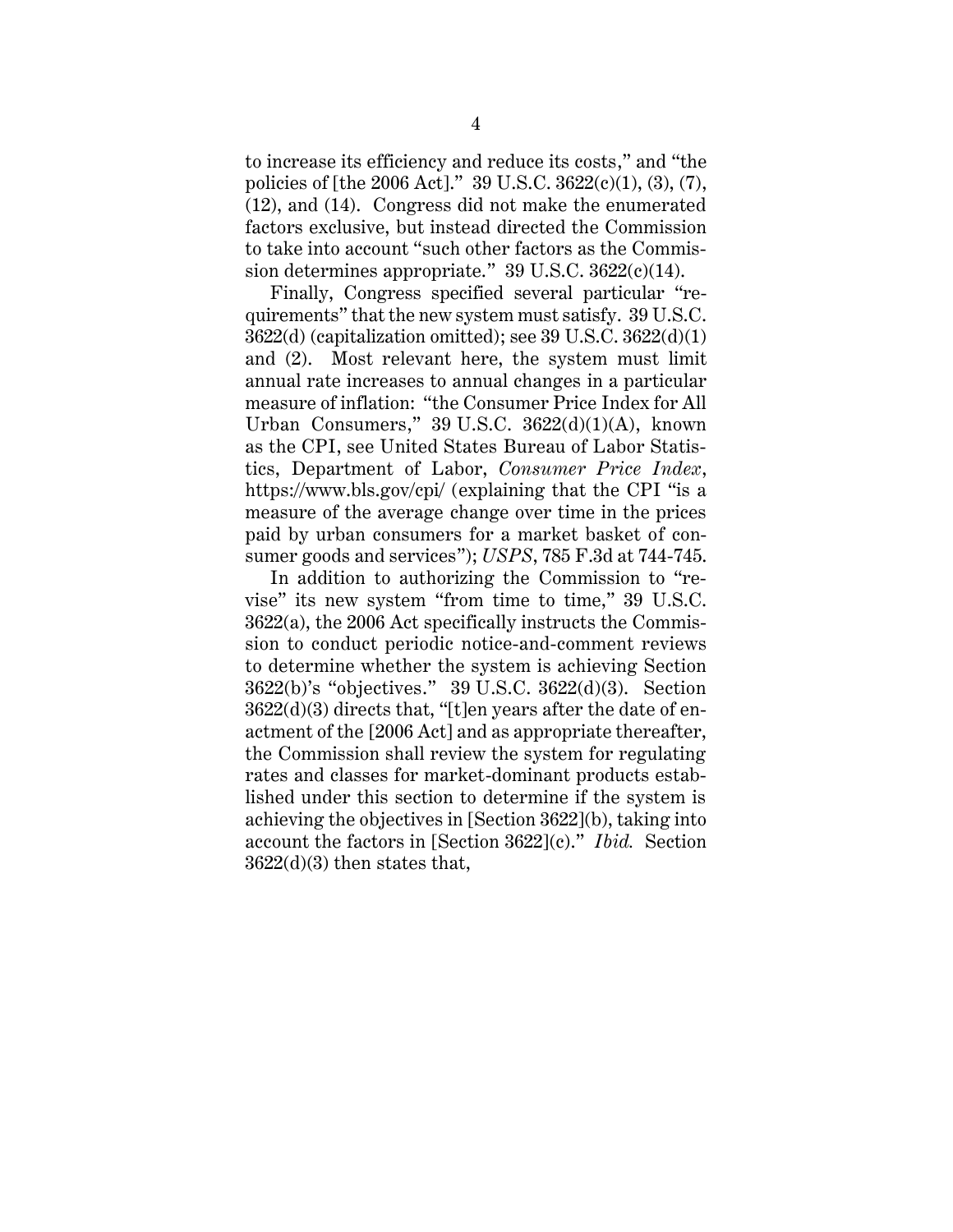to increase its efficiency and reduce its costs," and "the policies of [the 2006 Act]." 39 U.S.C. 3622(c)(1), (3), (7), (12), and (14). Congress did not make the enumerated factors exclusive, but instead directed the Commission to take into account "such other factors as the Commission determines appropriate." 39 U.S.C. 3622(c)(14).

Finally, Congress specified several particular "requirements" that the new system must satisfy. 39 U.S.C. 3622(d) (capitalization omitted); see 39 U.S.C. 3622(d)(1) and (2). Most relevant here, the system must limit annual rate increases to annual changes in a particular measure of inflation: "the Consumer Price Index for All Urban Consumers," 39 U.S.C. 3622(d)(1)(A), known as the CPI, see United States Bureau of Labor Statistics, Department of Labor, *Consumer Price Index*, https://www.bls.gov/cpi/ (explaining that the CPI "is a measure of the average change over time in the prices paid by urban consumers for a market basket of consumer goods and services"); *USPS*, 785 F.3d at 744-745.

In addition to authorizing the Commission to "revise" its new system "from time to time," 39 U.S.C. 3622(a), the 2006 Act specifically instructs the Commission to conduct periodic notice-and-comment reviews to determine whether the system is achieving Section 3622(b)'s "objectives." 39 U.S.C. 3622(d)(3). Section 3622(d)(3) directs that, "[t]en years after the date of enactment of the [2006 Act] and as appropriate thereafter, the Commission shall review the system for regulating rates and classes for market-dominant products established under this section to determine if the system is achieving the objectives in [Section 3622](b), taking into account the factors in [Section 3622](c)." *Ibid.* Section 3622(d)(3) then states that,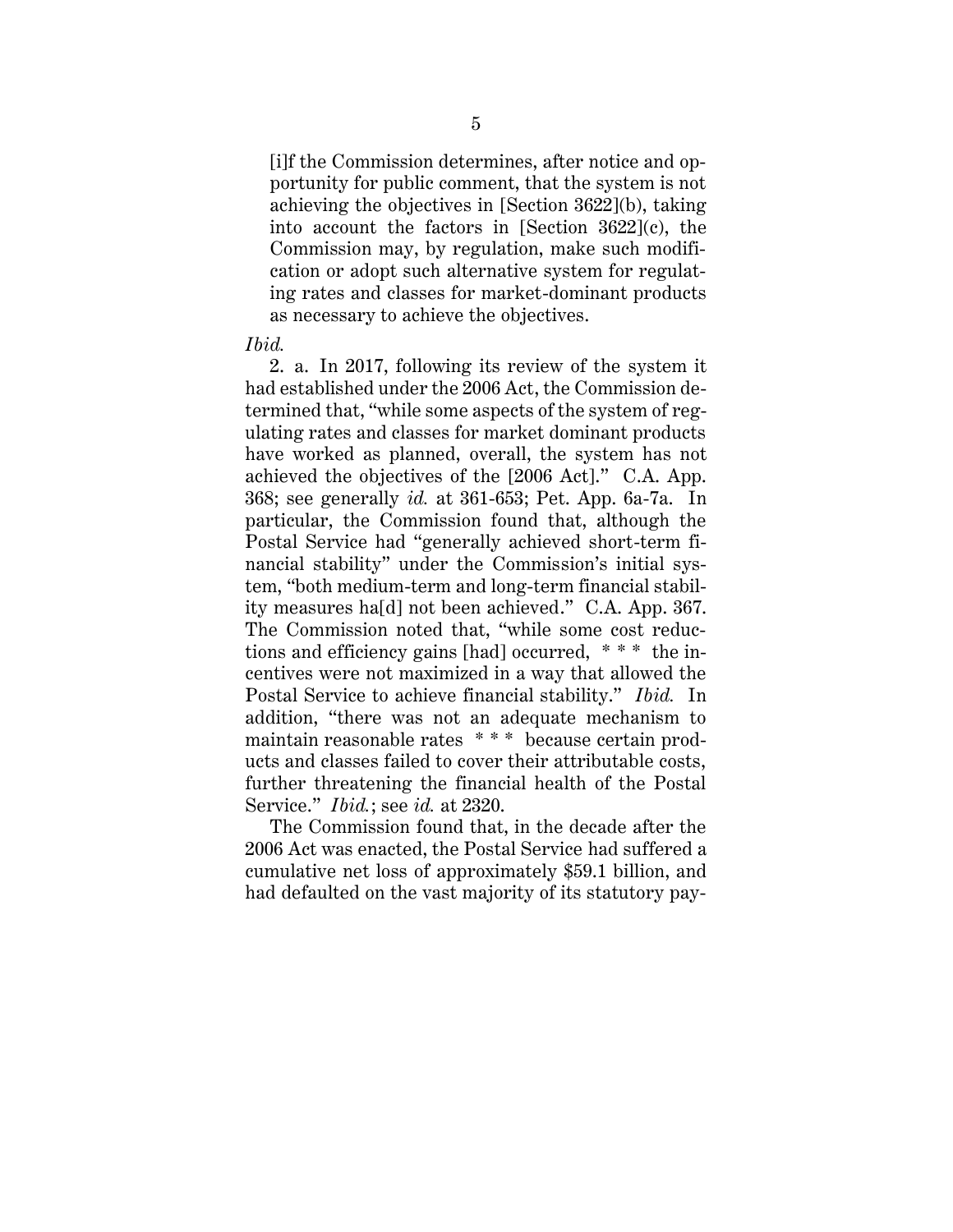> [i]f the Commission determines, after notice and opportunity for public comment, that the system is not achieving the objectives in [Section 3622](b), taking into account the factors in [Section 3622](c), the Commission may, by regulation, make such modification or adopt such alternative system for regulating rates and classes for market-dominant products as necessary to achieve the objectives.

*Ibid.*

2. a. In 2017, following its review of the system it had established under the 2006 Act, the Commission determined that, "while some aspects of the system of regulating rates and classes for market dominant products have worked as planned, overall, the system has not achieved the objectives of the [2006 Act]." C.A. App. 368; see generally *id.* at 361-653; Pet. App. 6a-7a. In particular, the Commission found that, although the Postal Service had "generally achieved short-term financial stability" under the Commission's initial system, "both medium-term and long-term financial stability measures ha[d] not been achieved." C.A. App. 367. The Commission noted that, "while some cost reductions and efficiency gains [had] occurred, * * * the incentives were not maximized in a way that allowed the Postal Service to achieve financial stability." *Ibid.* In addition, "there was not an adequate mechanism to maintain reasonable rates * * * because certain products and classes failed to cover their attributable costs, further threatening the financial health of the Postal Service." *Ibid.*; see *id.* at 2320.

The Commission found that, in the decade after the 2006 Act was enacted, the Postal Service had suffered a cumulative net loss of approximately $59.1 billion, and had defaulted on the vast majority of its statutory pay-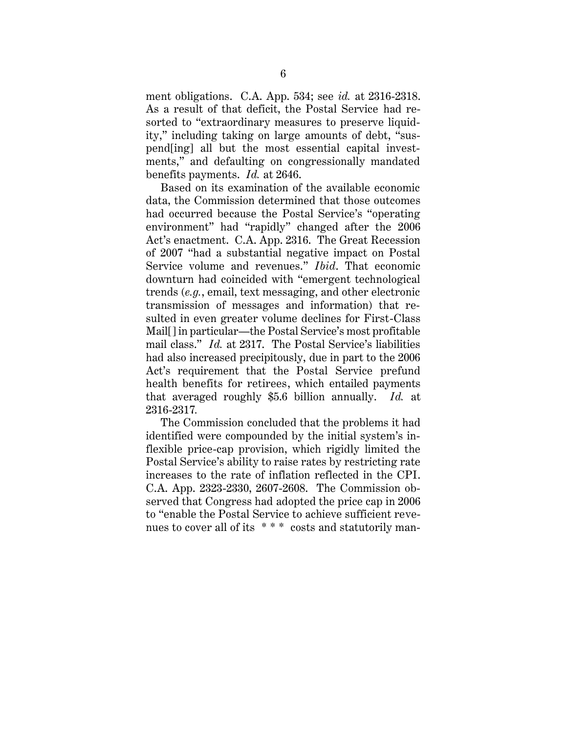ment obligations. C.A. App. 534; see *id.* at 2316-2318. As a result of that deficit, the Postal Service had resorted to "extraordinary measures to preserve liquidity," including taking on large amounts of debt, "suspend[ing] all but the most essential capital investments," and defaulting on congressionally mandated benefits payments. *Id.* at 2646.

Based on its examination of the available economic data, the Commission determined that those outcomes had occurred because the Postal Service's "operating environment" had "rapidly" changed after the 2006 Act's enactment. C.A. App. 2316. The Great Recession of 2007 "had a substantial negative impact on Postal Service volume and revenues." *Ibid*. That economic downturn had coincided with "emergent technological trends (*e.g.*, email, text messaging, and other electronic transmission of messages and information) that resulted in even greater volume declines for First-Class Mail[] in particular—the Postal Service's most profitable mail class." *Id.* at 2317. The Postal Service's liabilities had also increased precipitously, due in part to the 2006 Act's requirement that the Postal Service prefund health benefits for retirees, which entailed payments that averaged roughly $5.6 billion annually. *Id.* at 2316-2317.

The Commission concluded that the problems it had identified were compounded by the initial system's inflexible price-cap provision, which rigidly limited the Postal Service's ability to raise rates by restricting rate increases to the rate of inflation reflected in the CPI. C.A. App. 2323-2330, 2607-2608. The Commission observed that Congress had adopted the price cap in 2006 to "enable the Postal Service to achieve sufficient revenues to cover all of its * * * costs and statutorily man-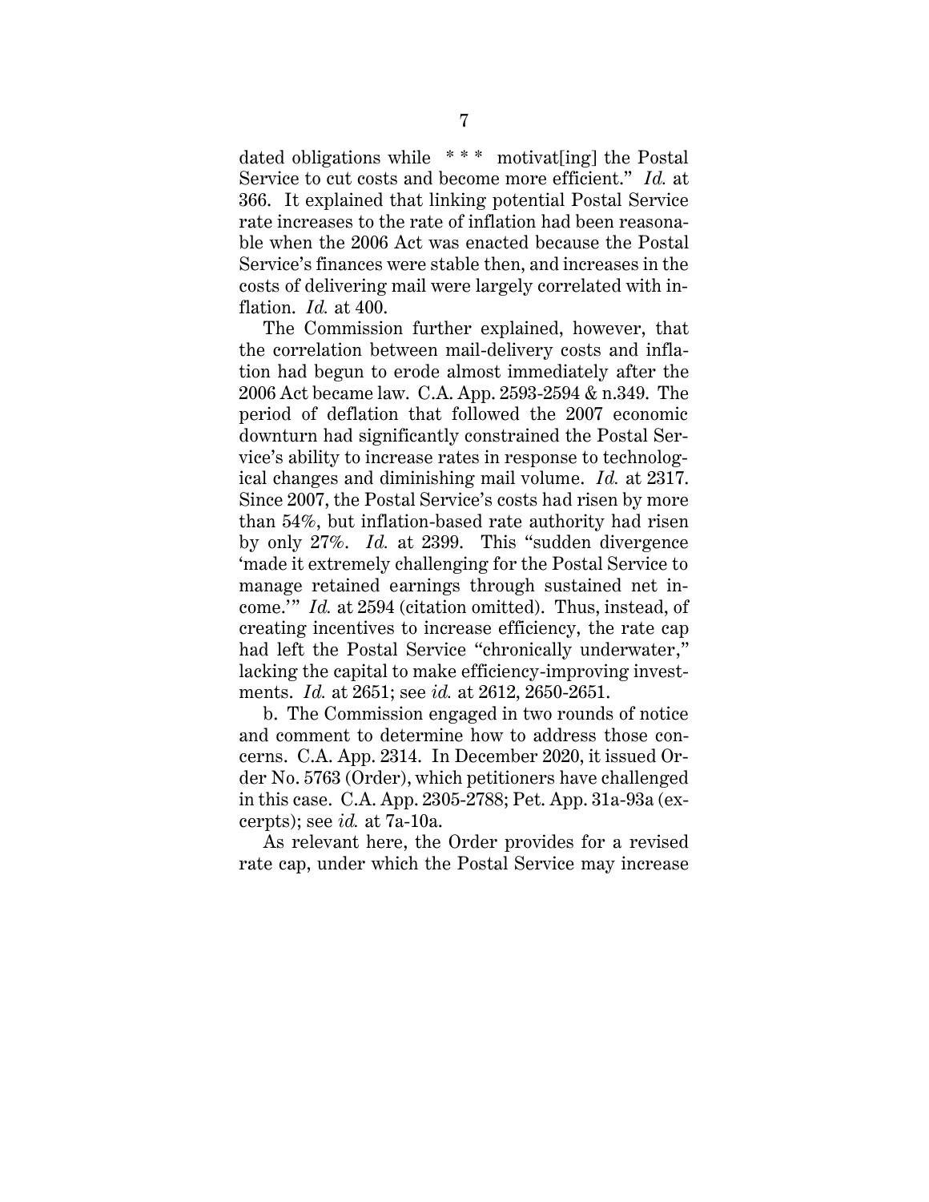dated obligations while * * * motivat[ing] the Postal Service to cut costs and become more efficient." *Id.* at 366. It explained that linking potential Postal Service rate increases to the rate of inflation had been reasonable when the 2006 Act was enacted because the Postal Service's finances were stable then, and increases in the costs of delivering mail were largely correlated with inflation. *Id.* at 400.

The Commission further explained, however, that the correlation between mail-delivery costs and inflation had begun to erode almost immediately after the 2006 Act became law. C.A. App. 2593-2594 & n.349. The period of deflation that followed the 2007 economic downturn had significantly constrained the Postal Service's ability to increase rates in response to technological changes and diminishing mail volume. *Id.* at 2317. Since 2007, the Postal Service's costs had risen by more than 54%, but inflation-based rate authority had risen by only 27%. *Id.* at 2399. This "sudden divergence 'made it extremely challenging for the Postal Service to manage retained earnings through sustained net income.'" *Id.* at 2594 (citation omitted). Thus, instead, of creating incentives to increase efficiency, the rate cap had left the Postal Service "chronically underwater," lacking the capital to make efficiency-improving investments. *Id.* at 2651; see *id.* at 2612, 2650-2651.

b. The Commission engaged in two rounds of notice and comment to determine how to address those concerns. C.A. App. 2314. In December 2020, it issued Order No. 5763 (Order), which petitioners have challenged in this case. C.A. App. 2305-2788; Pet. App. 31a-93a (excerpts); see *id.* at 7a-10a.

As relevant here, the Order provides for a revised rate cap, under which the Postal Service may increase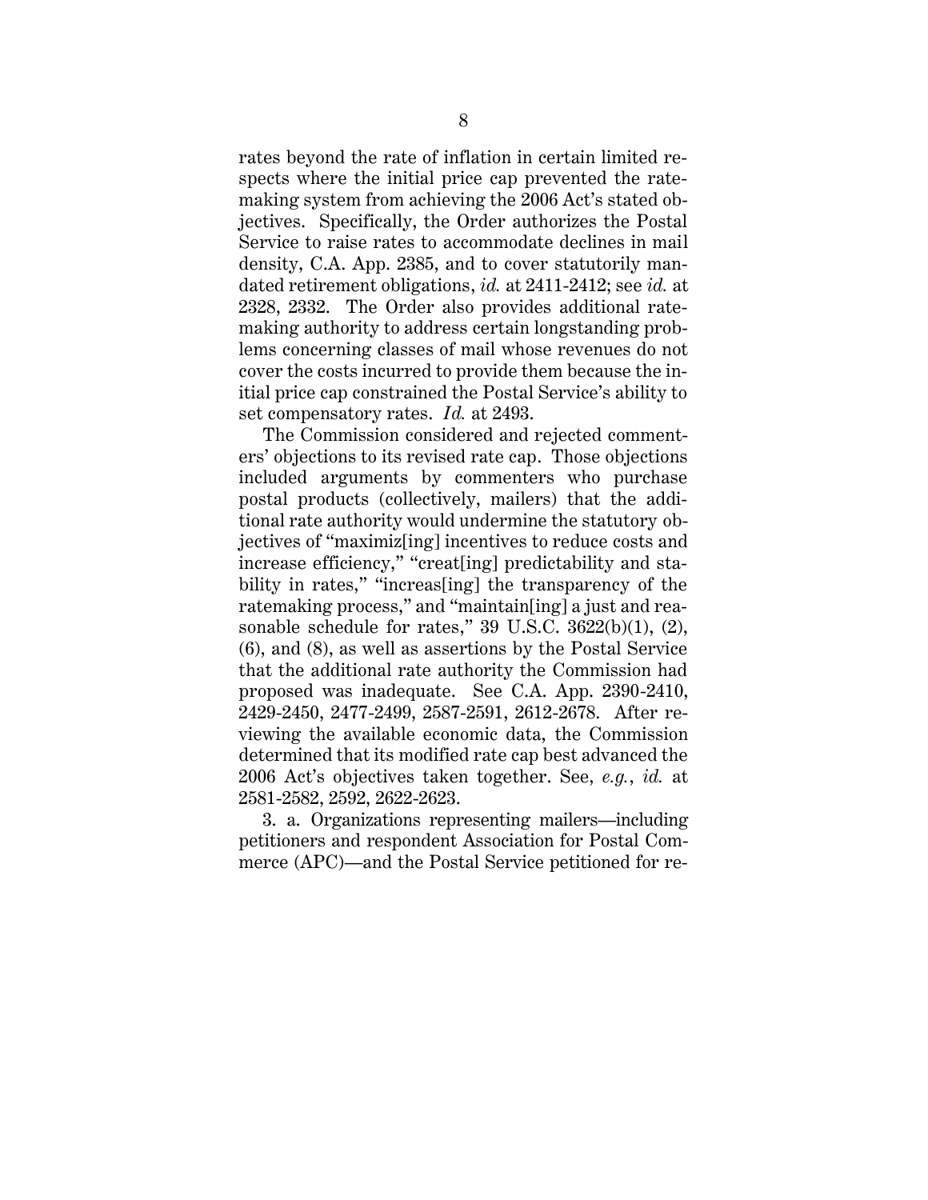rates beyond the rate of inflation in certain limited respects where the initial price cap prevented the ratemaking system from achieving the 2006 Act's stated objectives. Specifically, the Order authorizes the Postal Service to raise rates to accommodate declines in mail density, C.A. App. 2385, and to cover statutorily mandated retirement obligations, *id.* at 2411-2412; see *id.* at 2328, 2332. The Order also provides additional ratemaking authority to address certain longstanding problems concerning classes of mail whose revenues do not cover the costs incurred to provide them because the initial price cap constrained the Postal Service's ability to set compensatory rates. *Id.* at 2493.

The Commission considered and rejected commenters' objections to its revised rate cap. Those objections included arguments by commenters who purchase postal products (collectively, mailers) that the additional rate authority would undermine the statutory objectives of "maximiz[ing] incentives to reduce costs and increase efficiency," "creat[ing] predictability and stability in rates," "increas[ing] the transparency of the ratemaking process," and "maintain[ing] a just and reasonable schedule for rates," 39 U.S.C. 3622(b)(1), (2), (6), and (8), as well as assertions by the Postal Service that the additional rate authority the Commission had proposed was inadequate. See C.A. App. 2390-2410, 2429-2450, 2477-2499, 2587-2591, 2612-2678. After reviewing the available economic data, the Commission determined that its modified rate cap best advanced the 2006 Act's objectives taken together. See, *e.g.*, *id.* at 2581-2582, 2592, 2622-2623.

3. a. Organizations representing mailers—including petitioners and respondent Association for Postal Commerce (APC)—and the Postal Service petitioned for re-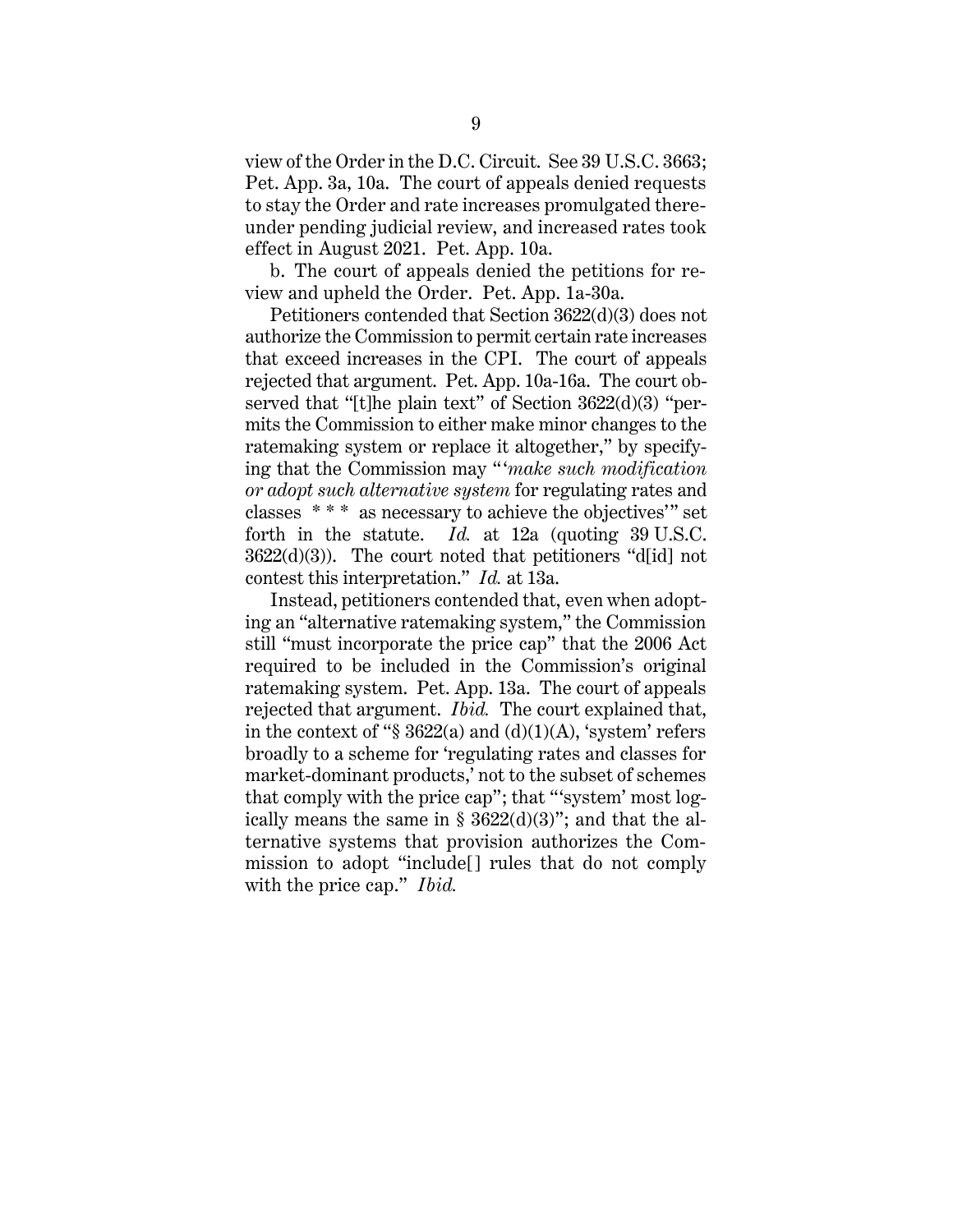view of the Order in the D.C. Circuit. See 39 U.S.C. 3663; Pet. App. 3a, 10a. The court of appeals denied requests to stay the Order and rate increases promulgated thereunder pending judicial review, and increased rates took effect in August 2021. Pet. App. 10a.

b. The court of appeals denied the petitions for review and upheld the Order. Pet. App. 1a-30a.

Petitioners contended that Section 3622(d)(3) does not authorize the Commission to permit certain rate increases that exceed increases in the CPI. The court of appeals rejected that argument. Pet. App. 10a-16a. The court observed that "[t]he plain text" of Section 3622(d)(3) "permits the Commission to either make minor changes to the ratemaking system or replace it altogether," by specifying that the Commission may "'*make such modification or adopt such alternative system* for regulating rates and classes \* \* \* as necessary to achieve the objectives'" set forth in the statute. *Id.* at 12a (quoting 39 U.S.C. 3622(d)(3)). The court noted that petitioners "d[id] not contest this interpretation." *Id.* at 13a.

Instead, petitioners contended that, even when adopting an "alternative ratemaking system," the Commission still "must incorporate the price cap" that the 2006 Act required to be included in the Commission's original ratemaking system. Pet. App. 13a. The court of appeals rejected that argument. *Ibid.* The court explained that, in the context of "§ 3622(a) and (d)(1)(A), 'system' refers broadly to a scheme for 'regulating rates and classes for market-dominant products,' not to the subset of schemes that comply with the price cap"; that "'system' most logically means the same in § 3622(d)(3)"; and that the alternative systems that provision authorizes the Commission to adopt "include[] rules that do not comply with the price cap." *Ibid.*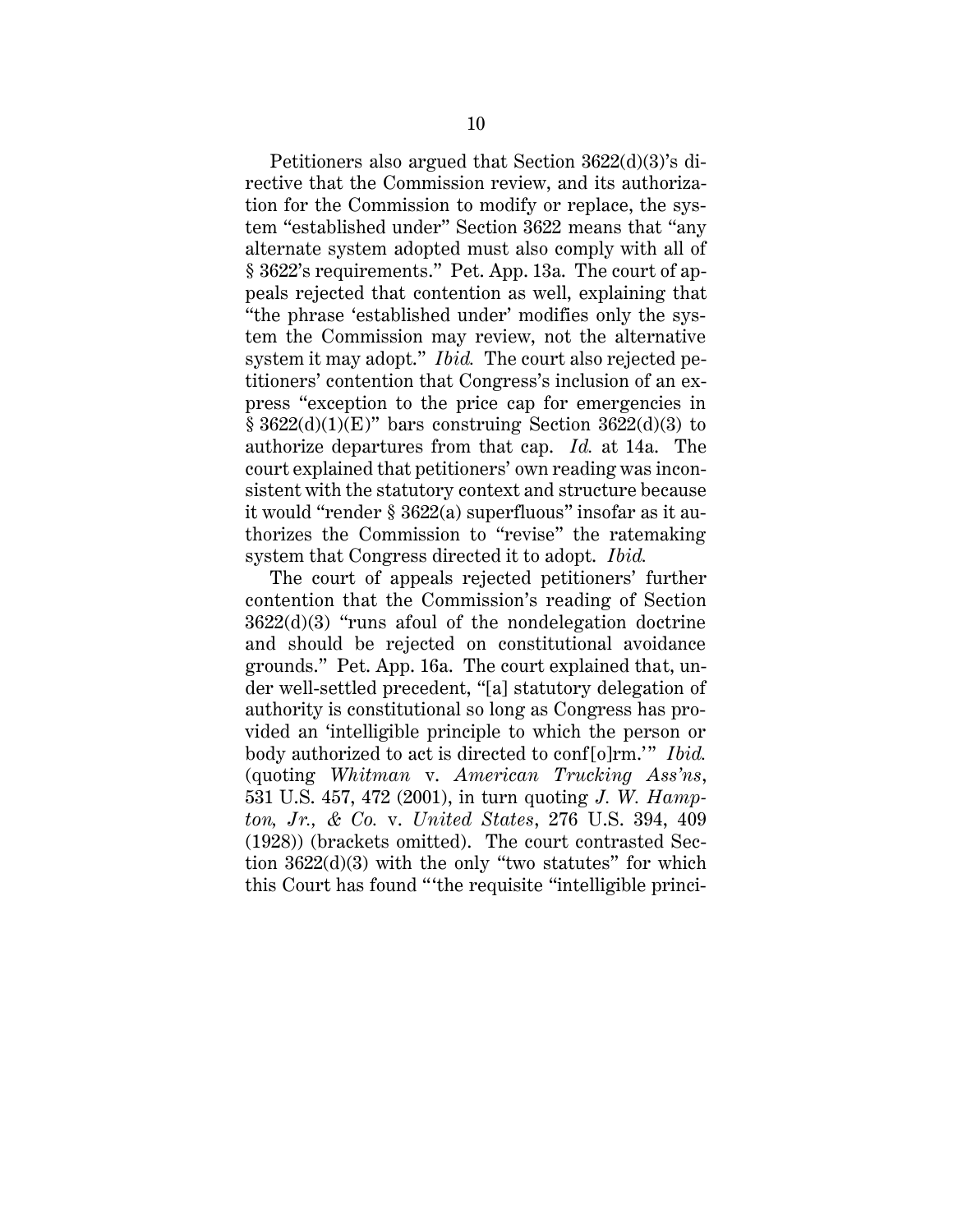Petitioners also argued that Section 3622(d)(3)'s directive that the Commission review, and its authorization for the Commission to modify or replace, the system "established under" Section 3622 means that "any alternate system adopted must also comply with all of § 3622's requirements." Pet. App. 13a. The court of appeals rejected that contention as well, explaining that "the phrase 'established under' modifies only the system the Commission may review, not the alternative system it may adopt." *Ibid.* The court also rejected petitioners' contention that Congress's inclusion of an express "exception to the price cap for emergencies in § 3622(d)(1)(E)" bars construing Section 3622(d)(3) to authorize departures from that cap. *Id.* at 14a. The court explained that petitioners' own reading was inconsistent with the statutory context and structure because it would "render § 3622(a) superfluous" insofar as it authorizes the Commission to "revise" the ratemaking system that Congress directed it to adopt. *Ibid.*

The court of appeals rejected petitioners' further contention that the Commission's reading of Section 3622(d)(3) "runs afoul of the nondelegation doctrine and should be rejected on constitutional avoidance grounds." Pet. App. 16a. The court explained that, under well-settled precedent, "[a] statutory delegation of authority is constitutional so long as Congress has provided an 'intelligible principle to which the person or body authorized to act is directed to conf[o]rm.'" *Ibid.* (quoting *Whitman* v. *American Trucking Ass'ns*, 531 U.S. 457, 472 (2001), in turn quoting *J. W. Hampton, Jr., & Co.* v. *United States*, 276 U.S. 394, 409 (1928)) (brackets omitted). The court contrasted Section 3622(d)(3) with the only "two statutes" for which this Court has found "'the requisite "intelligible princi-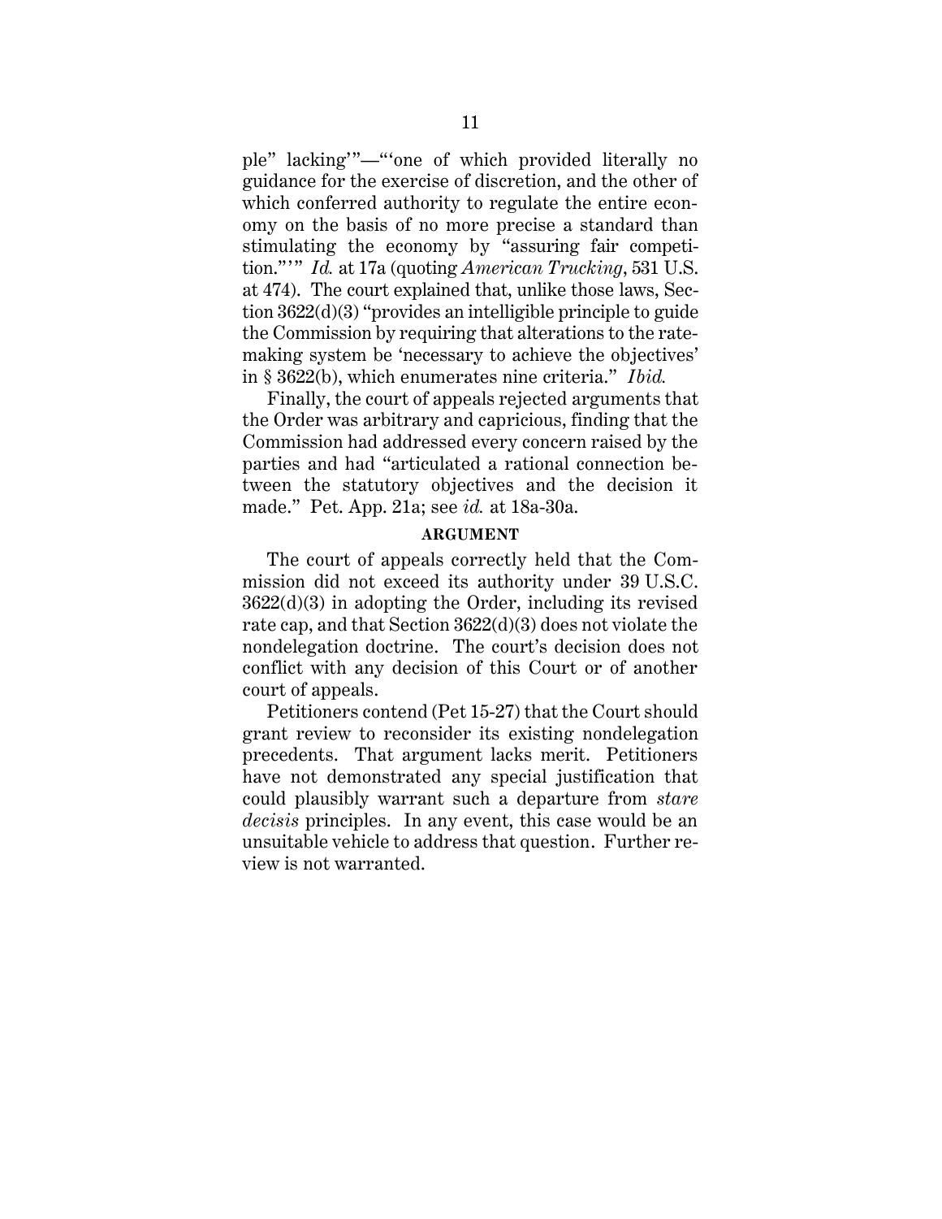ple" lacking'"—"'one of which provided literally no guidance for the exercise of discretion, and the other of which conferred authority to regulate the entire economy on the basis of no more precise a standard than stimulating the economy by "assuring fair competition."'" *Id.* at 17a (quoting *American Trucking*, 531 U.S. at 474). The court explained that, unlike those laws, Section 3622(d)(3) "provides an intelligible principle to guide the Commission by requiring that alterations to the ratemaking system be 'necessary to achieve the objectives' in § 3622(b), which enumerates nine criteria." *Ibid.*

Finally, the court of appeals rejected arguments that the Order was arbitrary and capricious, finding that the Commission had addressed every concern raised by the parties and had "articulated a rational connection between the statutory objectives and the decision it made." Pet. App. 21a; see *id.* at 18a-30a.

## ARGUMENT

The court of appeals correctly held that the Commission did not exceed its authority under 39 U.S.C. 3622(d)(3) in adopting the Order, including its revised rate cap, and that Section 3622(d)(3) does not violate the nondelegation doctrine. The court's decision does not conflict with any decision of this Court or of another court of appeals.

Petitioners contend (Pet 15-27) that the Court should grant review to reconsider its existing nondelegation precedents. That argument lacks merit. Petitioners have not demonstrated any special justification that could plausibly warrant such a departure from *stare decisis* principles. In any event, this case would be an unsuitable vehicle to address that question. Further review is not warranted.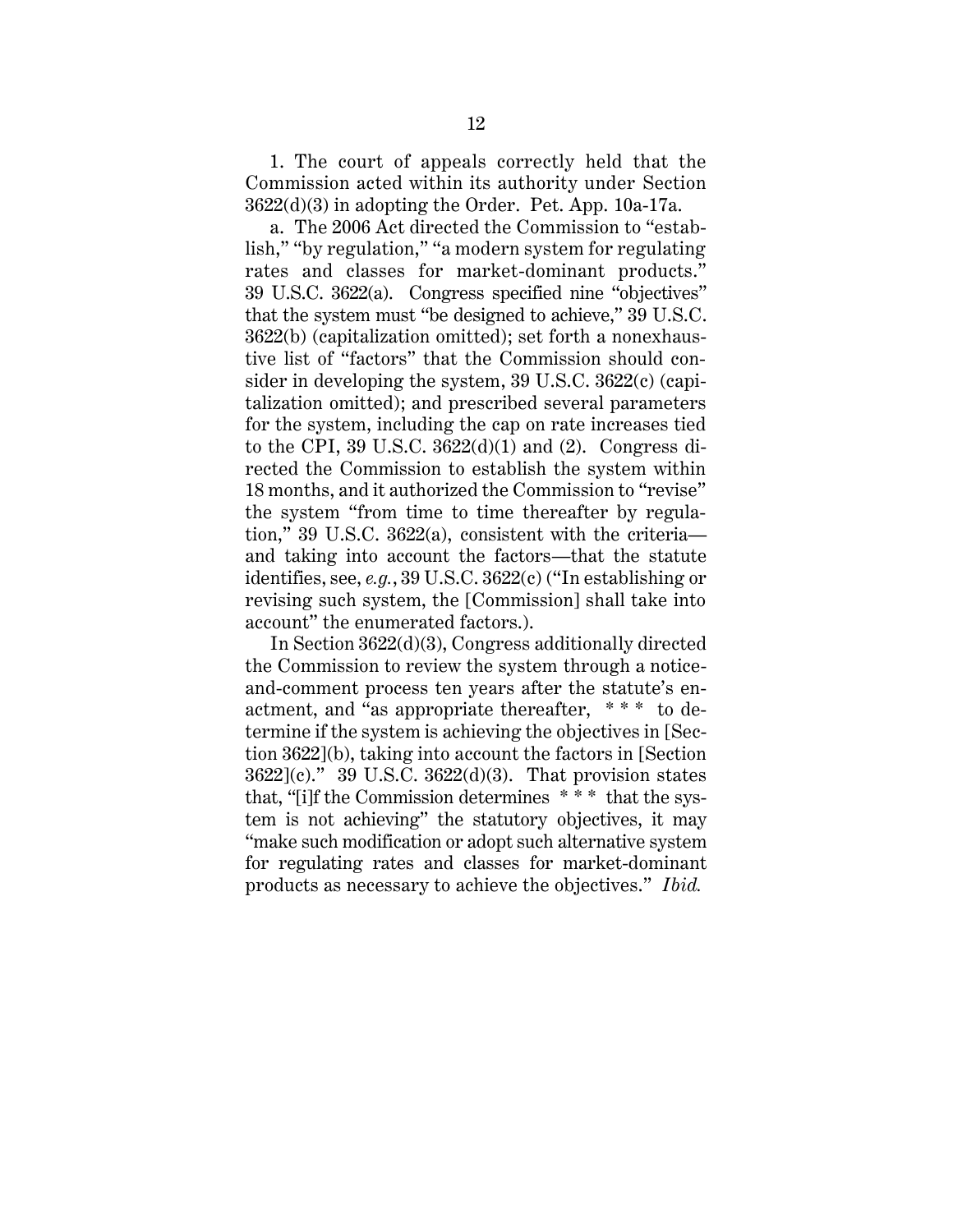1. The court of appeals correctly held that the Commission acted within its authority under Section 3622(d)(3) in adopting the Order. Pet. App. 10a-17a.

a. The 2006 Act directed the Commission to "establish," "by regulation," "a modern system for regulating rates and classes for market-dominant products." 39 U.S.C. 3622(a). Congress specified nine "objectives" that the system must "be designed to achieve," 39 U.S.C. 3622(b) (capitalization omitted); set forth a nonexhaustive list of "factors" that the Commission should consider in developing the system, 39 U.S.C. 3622(c) (capitalization omitted); and prescribed several parameters for the system, including the cap on rate increases tied to the CPI, 39 U.S.C. 3622(d)(1) and (2). Congress directed the Commission to establish the system within 18 months, and it authorized the Commission to "revise" the system "from time to time thereafter by regulation," 39 U.S.C. 3622(a), consistent with the criteria—and taking into account the factors—that the statute identifies, see, *e.g.*, 39 U.S.C. 3622(c) ("In establishing or revising such system, the [Commission] shall take into account" the enumerated factors.).

In Section 3622(d)(3), Congress additionally directed the Commission to review the system through a notice-and-comment process ten years after the statute's enactment, and "as appropriate thereafter, * * * to determine if the system is achieving the objectives in [Section 3622](b), taking into account the factors in [Section 3622](c)." 39 U.S.C. 3622(d)(3). That provision states that, "[i]f the Commission determines * * * that the system is not achieving" the statutory objectives, it may "make such modification or adopt such alternative system for regulating rates and classes for market-dominant products as necessary to achieve the objectives." *Ibid.*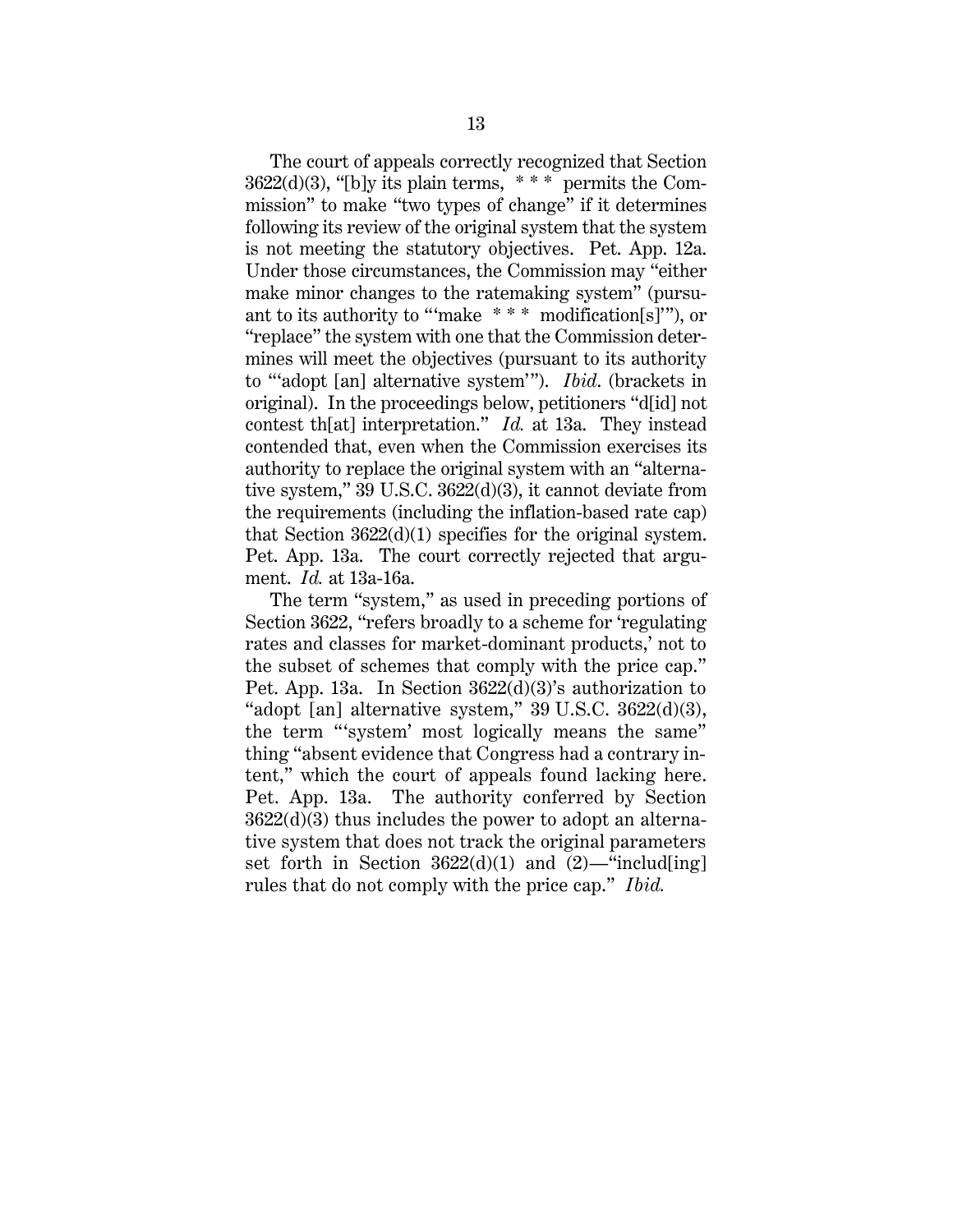The court of appeals correctly recognized that Section 3622(d)(3), "[b]y its plain terms, * * * permits the Commission" to make "two types of change" if it determines following its review of the original system that the system is not meeting the statutory objectives. Pet. App. 12a. Under those circumstances, the Commission may "either make minor changes to the ratemaking system" (pursuant to its authority to "'make * * * modification[s]'"), or "replace" the system with one that the Commission determines will meet the objectives (pursuant to its authority to "'adopt [an] alternative system'"). *Ibid.* (brackets in original). In the proceedings below, petitioners "d[id] not contest th[at] interpretation." *Id.* at 13a. They instead contended that, even when the Commission exercises its authority to replace the original system with an "alternative system," 39 U.S.C. 3622(d)(3), it cannot deviate from the requirements (including the inflation-based rate cap) that Section 3622(d)(1) specifies for the original system. Pet. App. 13a. The court correctly rejected that argument. *Id.* at 13a-16a.

The term "system," as used in preceding portions of Section 3622, "refers broadly to a scheme for 'regulating rates and classes for market-dominant products,' not to the subset of schemes that comply with the price cap." Pet. App. 13a. In Section 3622(d)(3)'s authorization to "adopt [an] alternative system," 39 U.S.C. 3622(d)(3), the term "'system' most logically means the same" thing "absent evidence that Congress had a contrary intent," which the court of appeals found lacking here. Pet. App. 13a. The authority conferred by Section 3622(d)(3) thus includes the power to adopt an alternative system that does not track the original parameters set forth in Section 3622(d)(1) and (2)—"includ[ing] rules that do not comply with the price cap." *Ibid.*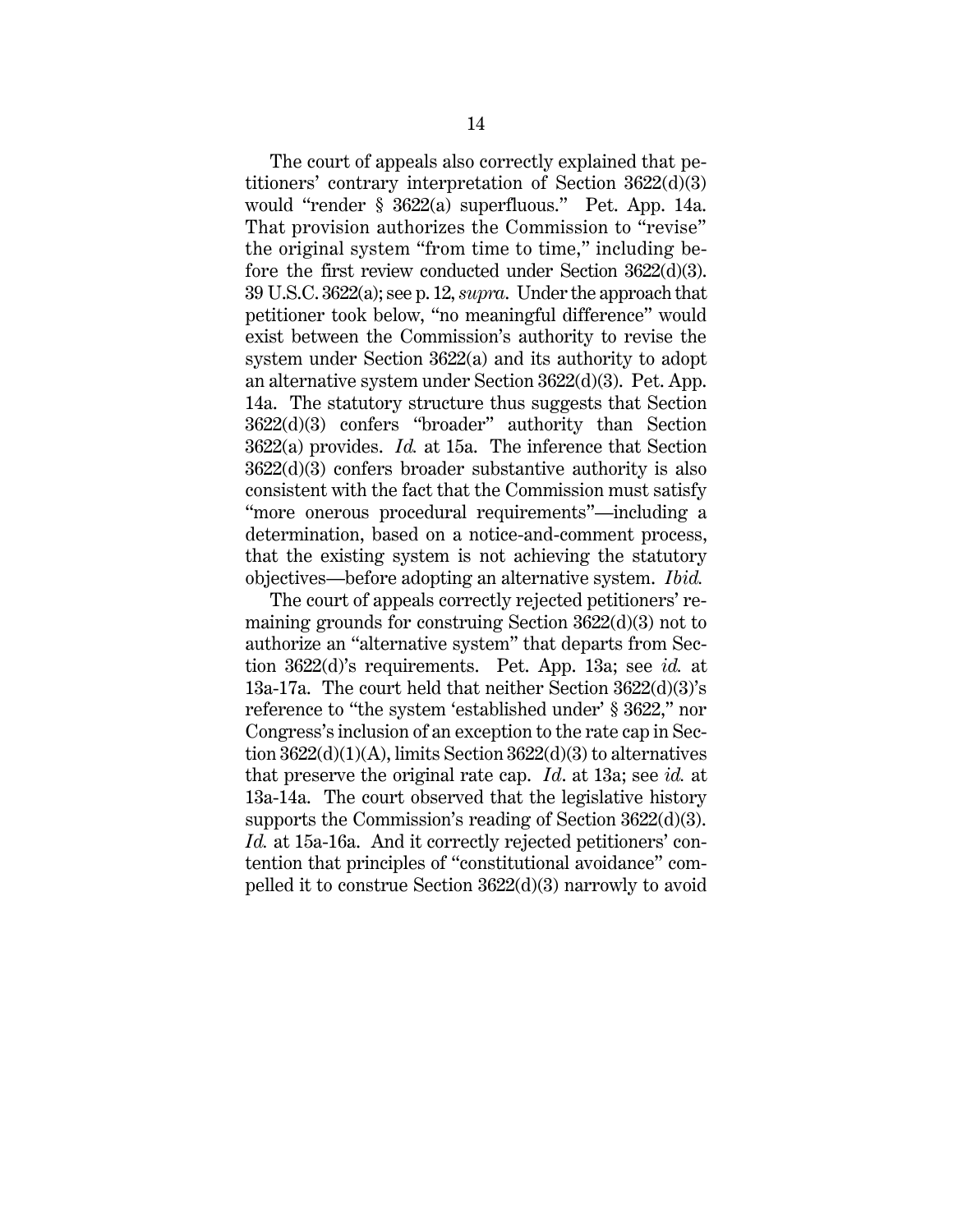The court of appeals also correctly explained that petitioners' contrary interpretation of Section 3622(d)(3) would "render § 3622(a) superfluous." Pet. App. 14a. That provision authorizes the Commission to "revise" the original system "from time to time," including before the first review conducted under Section 3622(d)(3). 39 U.S.C. 3622(a); see p. 12, *supra*. Under the approach that petitioner took below, "no meaningful difference" would exist between the Commission's authority to revise the system under Section 3622(a) and its authority to adopt an alternative system under Section 3622(d)(3). Pet. App. 14a. The statutory structure thus suggests that Section 3622(d)(3) confers "broader" authority than Section 3622(a) provides. *Id.* at 15a. The inference that Section 3622(d)(3) confers broader substantive authority is also consistent with the fact that the Commission must satisfy "more onerous procedural requirements"—including a determination, based on a notice-and-comment process, that the existing system is not achieving the statutory objectives—before adopting an alternative system. *Ibid.*

The court of appeals correctly rejected petitioners' remaining grounds for construing Section 3622(d)(3) not to authorize an "alternative system" that departs from Section 3622(d)'s requirements. Pet. App. 13a; see *id.* at 13a-17a. The court held that neither Section 3622(d)(3)'s reference to "the system 'established under' § 3622," nor Congress's inclusion of an exception to the rate cap in Section 3622(d)(1)(A), limits Section 3622(d)(3) to alternatives that preserve the original rate cap. *Id*. at 13a; see *id.* at 13a-14a. The court observed that the legislative history supports the Commission's reading of Section 3622(d)(3). *Id.* at 15a-16a. And it correctly rejected petitioners' contention that principles of "constitutional avoidance" compelled it to construe Section 3622(d)(3) narrowly to avoid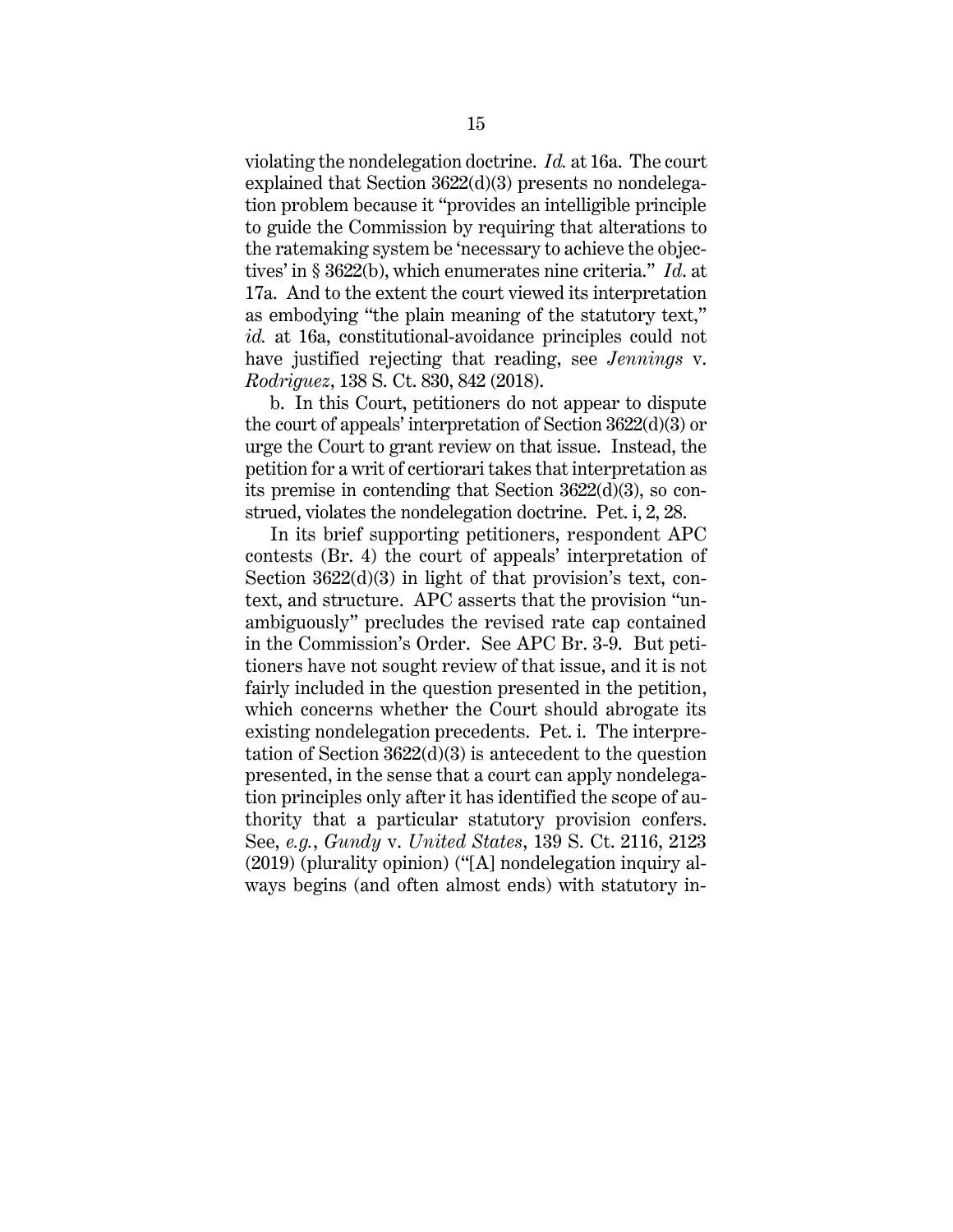violating the nondelegation doctrine. *Id.* at 16a. The court explained that Section 3622(d)(3) presents no nondelegation problem because it "provides an intelligible principle to guide the Commission by requiring that alterations to the ratemaking system be 'necessary to achieve the objectives' in § 3622(b), which enumerates nine criteria." *Id.* at 17a. And to the extent the court viewed its interpretation as embodying "the plain meaning of the statutory text," *id.* at 16a, constitutional-avoidance principles could not have justified rejecting that reading, see *Jennings* v. *Rodriguez*, 138 S. Ct. 830, 842 (2018).

b. In this Court, petitioners do not appear to dispute the court of appeals' interpretation of Section 3622(d)(3) or urge the Court to grant review on that issue. Instead, the petition for a writ of certiorari takes that interpretation as its premise in contending that Section 3622(d)(3), so construed, violates the nondelegation doctrine. Pet. i, 2, 28.

In its brief supporting petitioners, respondent APC contests (Br. 4) the court of appeals' interpretation of Section 3622(d)(3) in light of that provision's text, context, and structure. APC asserts that the provision "unambiguously" precludes the revised rate cap contained in the Commission's Order. See APC Br. 3-9. But petitioners have not sought review of that issue, and it is not fairly included in the question presented in the petition, which concerns whether the Court should abrogate its existing nondelegation precedents. Pet. i. The interpretation of Section 3622(d)(3) is antecedent to the question presented, in the sense that a court can apply nondelegation principles only after it has identified the scope of authority that a particular statutory provision confers. See, *e.g.*, *Gundy* v. *United States*, 139 S. Ct. 2116, 2123 (2019) (plurality opinion) ("[A] nondelegation inquiry always begins (and often almost ends) with statutory in-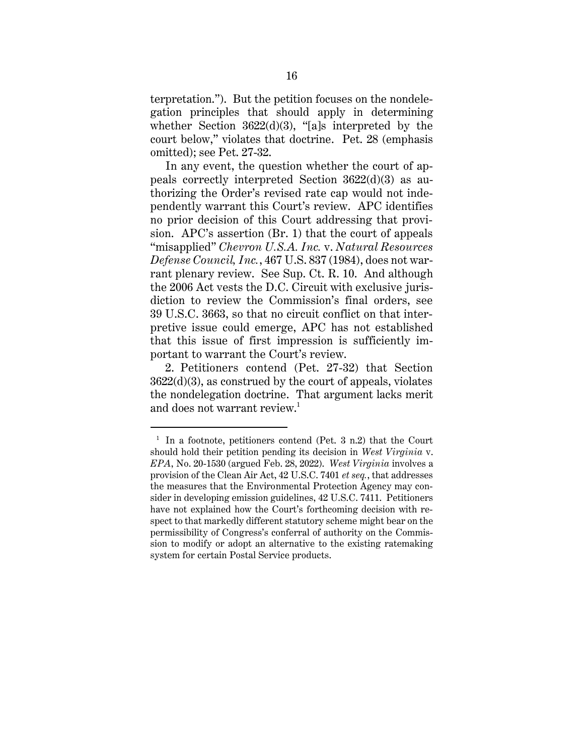terpretation."). But the petition focuses on the nondelegation principles that should apply in determining whether Section 3622(d)(3), "[a]s interpreted by the court below," violates that doctrine. Pet. 28 (emphasis omitted); see Pet. 27-32.

In any event, the question whether the court of appeals correctly interpreted Section 3622(d)(3) as authorizing the Order's revised rate cap would not independently warrant this Court's review. APC identifies no prior decision of this Court addressing that provision. APC's assertion (Br. 1) that the court of appeals "misapplied" *Chevron U.S.A. Inc.* v. *Natural Resources Defense Council, Inc.*, 467 U.S. 837 (1984), does not warrant plenary review. See Sup. Ct. R. 10. And although the 2006 Act vests the D.C. Circuit with exclusive jurisdiction to review the Commission's final orders, see 39 U.S.C. 3663, so that no circuit conflict on that interpretive issue could emerge, APC has not established that this issue of first impression is sufficiently important to warrant the Court's review.

2. Petitioners contend (Pet. 27-32) that Section 3622(d)(3), as construed by the court of appeals, violates the nondelegation doctrine. That argument lacks merit and does not warrant review.[1]

---

[1] In a footnote, petitioners contend (Pet. 3 n.2) that the Court should hold their petition pending its decision in *West Virginia* v. *EPA*, No. 20-1530 (argued Feb. 28, 2022). *West Virginia* involves a provision of the Clean Air Act, 42 U.S.C. 7401 *et seq.*, that addresses the measures that the Environmental Protection Agency may consider in developing emission guidelines, 42 U.S.C. 7411. Petitioners have not explained how the Court's forthcoming decision with respect to that markedly different statutory scheme might bear on the permissibility of Congress's conferral of authority on the Commission to modify or adopt an alternative to the existing ratemaking system for certain Postal Service products.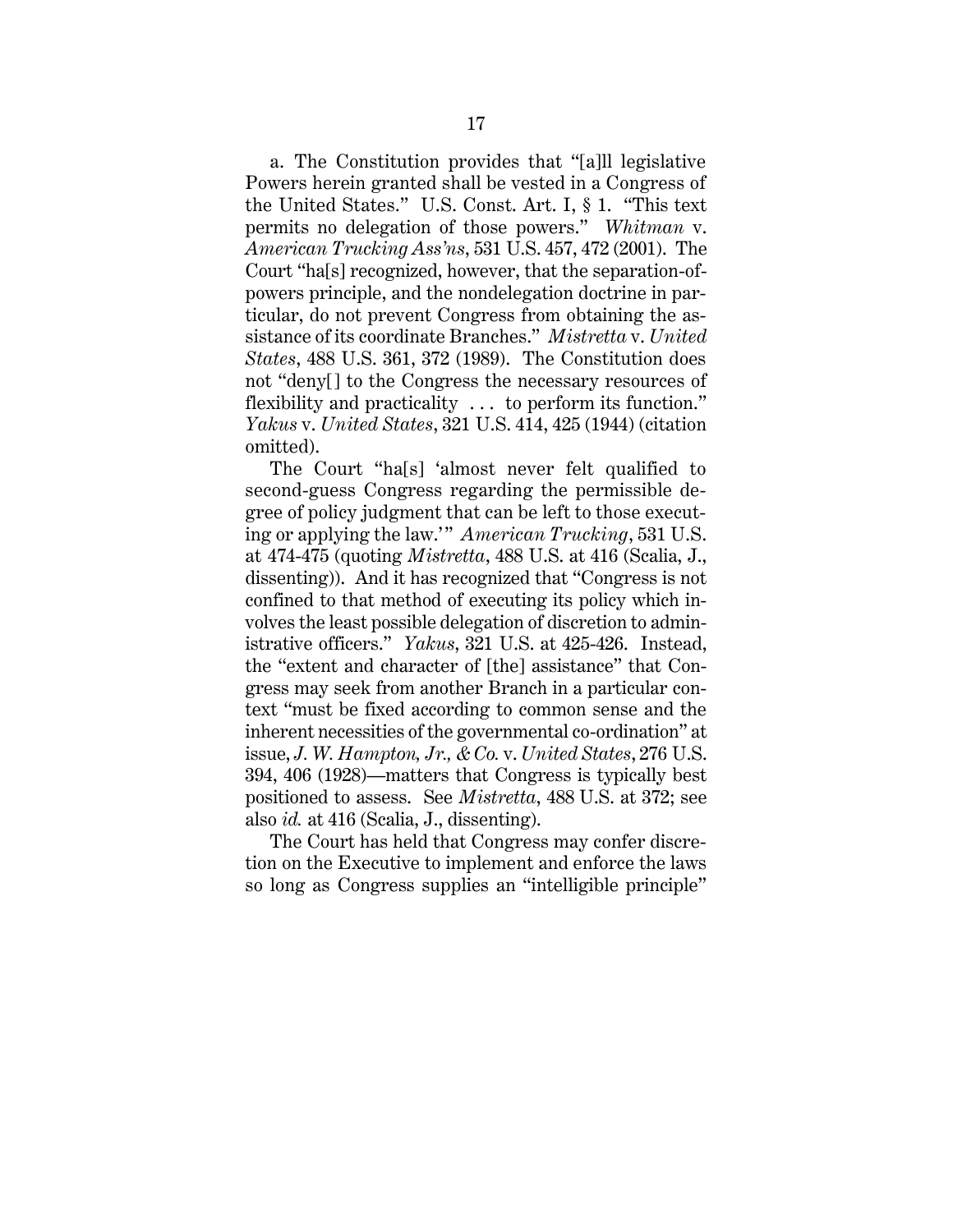a. The Constitution provides that "[a]ll legislative Powers herein granted shall be vested in a Congress of the United States." U.S. Const. Art. I, § 1. "This text permits no delegation of those powers." *Whitman* v. *American Trucking Ass'ns*, 531 U.S. 457, 472 (2001). The Court "ha[s] recognized, however, that the separation-of-powers principle, and the nondelegation doctrine in particular, do not prevent Congress from obtaining the assistance of its coordinate Branches." *Mistretta* v. *United States*, 488 U.S. 361, 372 (1989). The Constitution does not "deny[ ] to the Congress the necessary resources of flexibility and practicality . . . to perform its function." *Yakus* v. *United States*, 321 U.S. 414, 425 (1944) (citation omitted).

The Court "ha[s] 'almost never felt qualified to second-guess Congress regarding the permissible degree of policy judgment that can be left to those executing or applying the law.'" *American Trucking*, 531 U.S. at 474-475 (quoting *Mistretta*, 488 U.S. at 416 (Scalia, J., dissenting)). And it has recognized that "Congress is not confined to that method of executing its policy which involves the least possible delegation of discretion to administrative officers." *Yakus*, 321 U.S. at 425-426. Instead, the "extent and character of [the] assistance" that Congress may seek from another Branch in a particular context "must be fixed according to common sense and the inherent necessities of the governmental co-ordination" at issue, *J. W. Hampton, Jr., & Co.* v. *United States*, 276 U.S. 394, 406 (1928)—matters that Congress is typically best positioned to assess. See *Mistretta*, 488 U.S. at 372; see also *id.* at 416 (Scalia, J., dissenting).

The Court has held that Congress may confer discretion on the Executive to implement and enforce the laws so long as Congress supplies an "intelligible principle"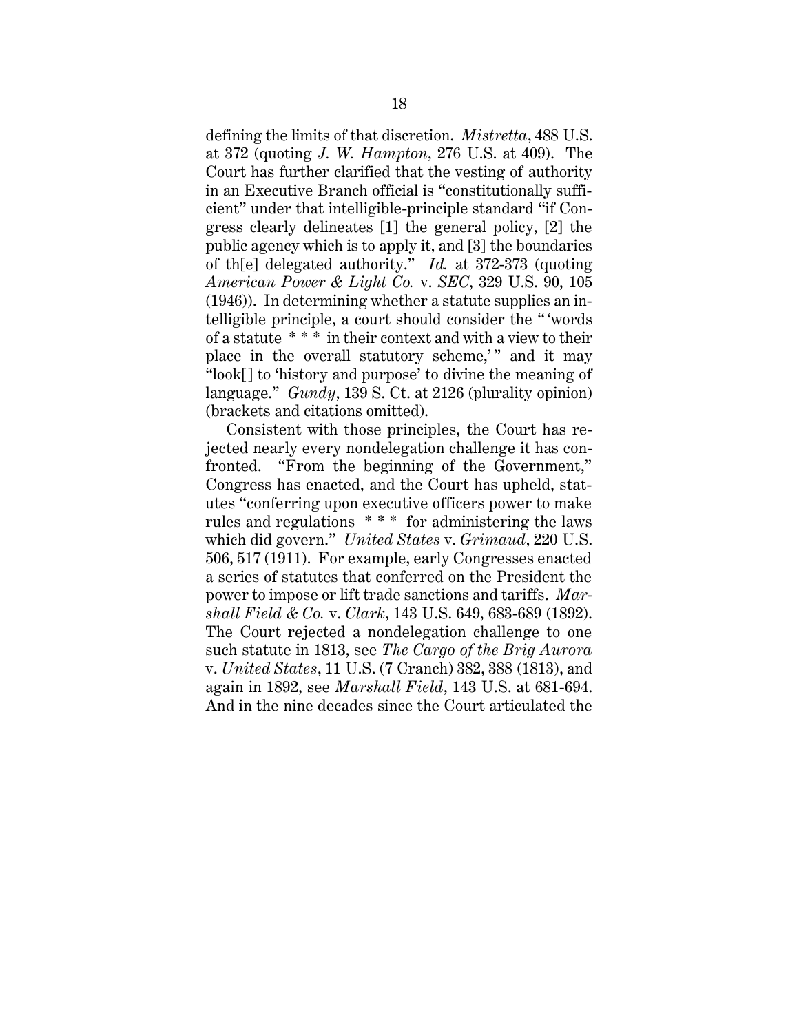defining the limits of that discretion. *Mistretta*, 488 U.S. at 372 (quoting *J. W. Hampton*, 276 U.S. at 409). The Court has further clarified that the vesting of authority in an Executive Branch official is "constitutionally sufficient" under that intelligible-principle standard "if Congress clearly delineates [1] the general policy, [2] the public agency which is to apply it, and [3] the boundaries of th[e] delegated authority." *Id.* at 372-373 (quoting *American Power & Light Co.* v. *SEC*, 329 U.S. 90, 105 (1946)). In determining whether a statute supplies an intelligible principle, a court should consider the " 'words of a statute * * * in their context and with a view to their place in the overall statutory scheme,' " and it may "look[ ] to 'history and purpose' to divine the meaning of language." *Gundy*, 139 S. Ct. at 2126 (plurality opinion) (brackets and citations omitted).

Consistent with those principles, the Court has rejected nearly every nondelegation challenge it has confronted. "From the beginning of the Government," Congress has enacted, and the Court has upheld, statutes "conferring upon executive officers power to make rules and regulations * * * for administering the laws which did govern." *United States* v. *Grimaud*, 220 U.S. 506, 517 (1911). For example, early Congresses enacted a series of statutes that conferred on the President the power to impose or lift trade sanctions and tariffs. *Marshall Field & Co.* v. *Clark*, 143 U.S. 649, 683-689 (1892). The Court rejected a nondelegation challenge to one such statute in 1813, see *The Cargo of the Brig Aurora* v. *United States*, 11 U.S. (7 Cranch) 382, 388 (1813), and again in 1892, see *Marshall Field*, 143 U.S. at 681-694. And in the nine decades since the Court articulated the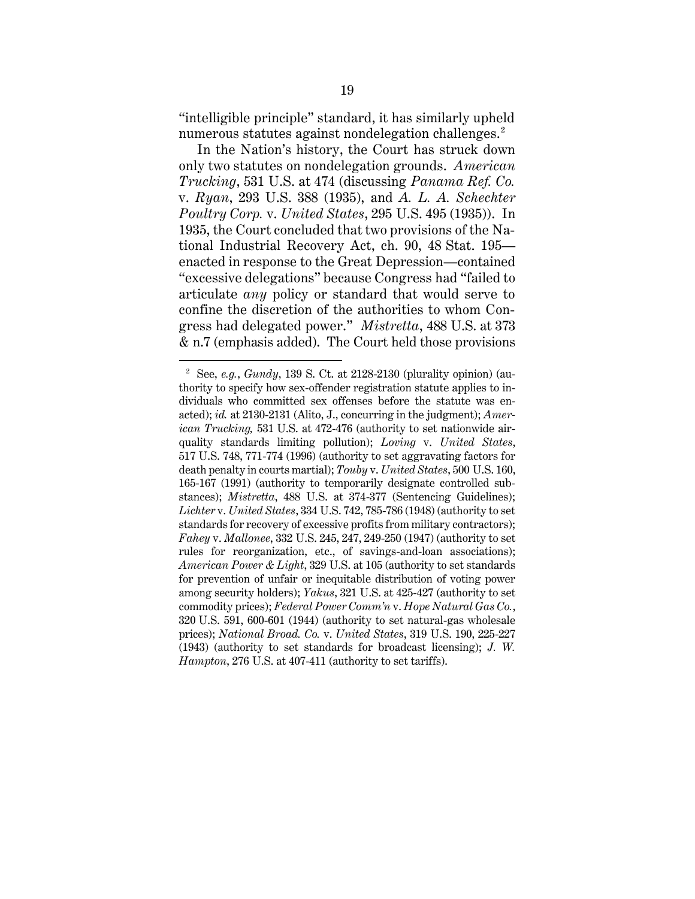"intelligible principle" standard, it has similarly upheld numerous statutes against nondelegation challenges.[2]

In the Nation's history, the Court has struck down only two statutes on nondelegation grounds. *American Trucking*, 531 U.S. at 474 (discussing *Panama Ref. Co.* v. *Ryan*, 293 U.S. 388 (1935), and *A. L. A. Schechter Poultry Corp.* v. *United States*, 295 U.S. 495 (1935)). In 1935, the Court concluded that two provisions of the National Industrial Recovery Act, ch. 90, 48 Stat. 195—enacted in response to the Great Depression—contained "excessive delegations" because Congress had "failed to articulate *any* policy or standard that would serve to confine the discretion of the authorities to whom Congress had delegated power." *Mistretta*, 488 U.S. at 373 & n.7 (emphasis added). The Court held those provisions

---

[2] See, *e.g.*, *Gundy*, 139 S. Ct. at 2128-2130 (plurality opinion) (authority to specify how sex-offender registration statute applies to individuals who committed sex offenses before the statute was enacted); *id.* at 2130-2131 (Alito, J., concurring in the judgment); *American Trucking,* 531 U.S. at 472-476 (authority to set nationwide air-quality standards limiting pollution); *Loving* v. *United States*, 517 U.S. 748, 771-774 (1996) (authority to set aggravating factors for death penalty in courts martial); *Touby* v. *United States*, 500 U.S. 160, 165-167 (1991) (authority to temporarily designate controlled substances); *Mistretta*, 488 U.S. at 374-377 (Sentencing Guidelines); *Lichter* v. *United States*, 334 U.S. 742, 785-786 (1948) (authority to set standards for recovery of excessive profits from military contractors); *Fahey* v. *Mallonee*, 332 U.S. 245, 247, 249-250 (1947) (authority to set rules for reorganization, etc., of savings-and-loan associations); *American Power & Light*, 329 U.S. at 105 (authority to set standards for prevention of unfair or inequitable distribution of voting power among security holders); *Yakus*, 321 U.S. at 425-427 (authority to set commodity prices); *Federal Power Comm'n* v. *Hope Natural Gas Co.*, 320 U.S. 591, 600-601 (1944) (authority to set natural-gas wholesale prices); *National Broad. Co.* v. *United States*, 319 U.S. 190, 225-227 (1943) (authority to set standards for broadcast licensing); *J. W. Hampton*, 276 U.S. at 407-411 (authority to set tariffs).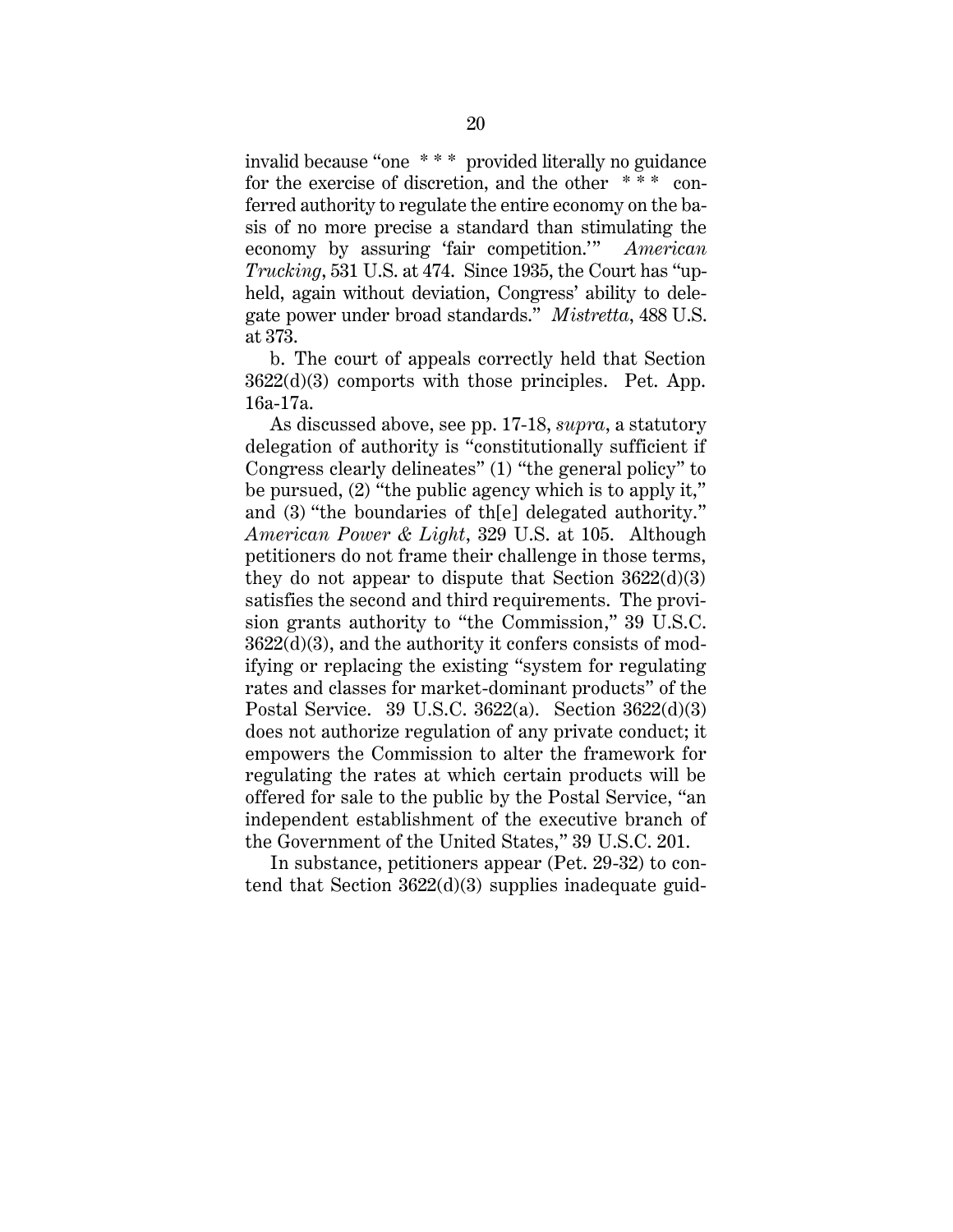invalid because "one * * * provided literally no guidance for the exercise of discretion, and the other * * * conferred authority to regulate the entire economy on the basis of no more precise a standard than stimulating the economy by assuring 'fair competition.'" *American Trucking*, 531 U.S. at 474. Since 1935, the Court has "upheld, again without deviation, Congress' ability to delegate power under broad standards." *Mistretta*, 488 U.S. at 373.

b. The court of appeals correctly held that Section 3622(d)(3) comports with those principles. Pet. App. 16a-17a.

As discussed above, see pp. 17-18, *supra*, a statutory delegation of authority is "constitutionally sufficient if Congress clearly delineates" (1) "the general policy" to be pursued, (2) "the public agency which is to apply it," and (3) "the boundaries of th[e] delegated authority." *American Power & Light*, 329 U.S. at 105. Although petitioners do not frame their challenge in those terms, they do not appear to dispute that Section 3622(d)(3) satisfies the second and third requirements. The provision grants authority to "the Commission," 39 U.S.C. 3622(d)(3), and the authority it confers consists of modifying or replacing the existing "system for regulating rates and classes for market-dominant products" of the Postal Service. 39 U.S.C. 3622(a). Section 3622(d)(3) does not authorize regulation of any private conduct; it empowers the Commission to alter the framework for regulating the rates at which certain products will be offered for sale to the public by the Postal Service, "an independent establishment of the executive branch of the Government of the United States," 39 U.S.C. 201.

In substance, petitioners appear (Pet. 29-32) to contend that Section 3622(d)(3) supplies inadequate guid-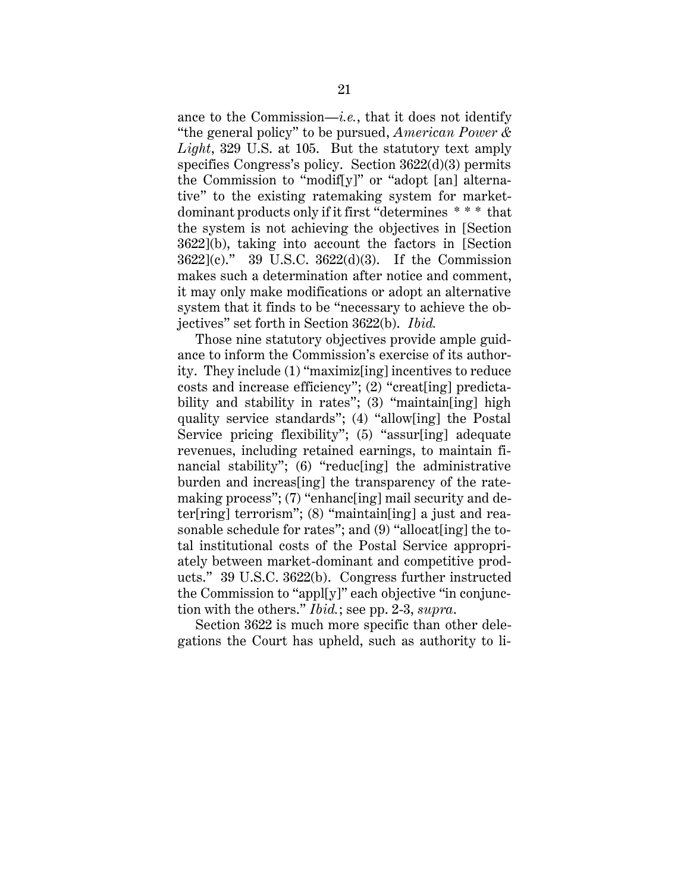ance to the Commission—*i.e.*, that it does not identify "the general policy" to be pursued, *American Power & Light*, 329 U.S. at 105. But the statutory text amply specifies Congress's policy. Section 3622(d)(3) permits the Commission to "modif[y]" or "adopt [an] alternative" to the existing ratemaking system for market-dominant products only if it first "determines * * * that the system is not achieving the objectives in [Section 3622](b), taking into account the factors in [Section 3622](c)." 39 U.S.C. 3622(d)(3). If the Commission makes such a determination after notice and comment, it may only make modifications or adopt an alternative system that it finds to be "necessary to achieve the objectives" set forth in Section 3622(b). *Ibid.*

Those nine statutory objectives provide ample guidance to inform the Commission's exercise of its authority. They include (1) "maximiz[ing] incentives to reduce costs and increase efficiency"; (2) "creat[ing] predictability and stability in rates"; (3) "maintain[ing] high quality service standards"; (4) "allow[ing] the Postal Service pricing flexibility"; (5) "assur[ing] adequate revenues, including retained earnings, to maintain financial stability"; (6) "reduc[ing] the administrative burden and increas[ing] the transparency of the ratemaking process"; (7) "enhanc[ing] mail security and deter[ring] terrorism"; (8) "maintain[ing] a just and reasonable schedule for rates"; and (9) "allocat[ing] the total institutional costs of the Postal Service appropriately between market-dominant and competitive products." 39 U.S.C. 3622(b). Congress further instructed the Commission to "appl[y]" each objective "in conjunction with the others." *Ibid.*; see pp. 2-3, *supra*.

Section 3622 is much more specific than other delegations the Court has upheld, such as authority to li-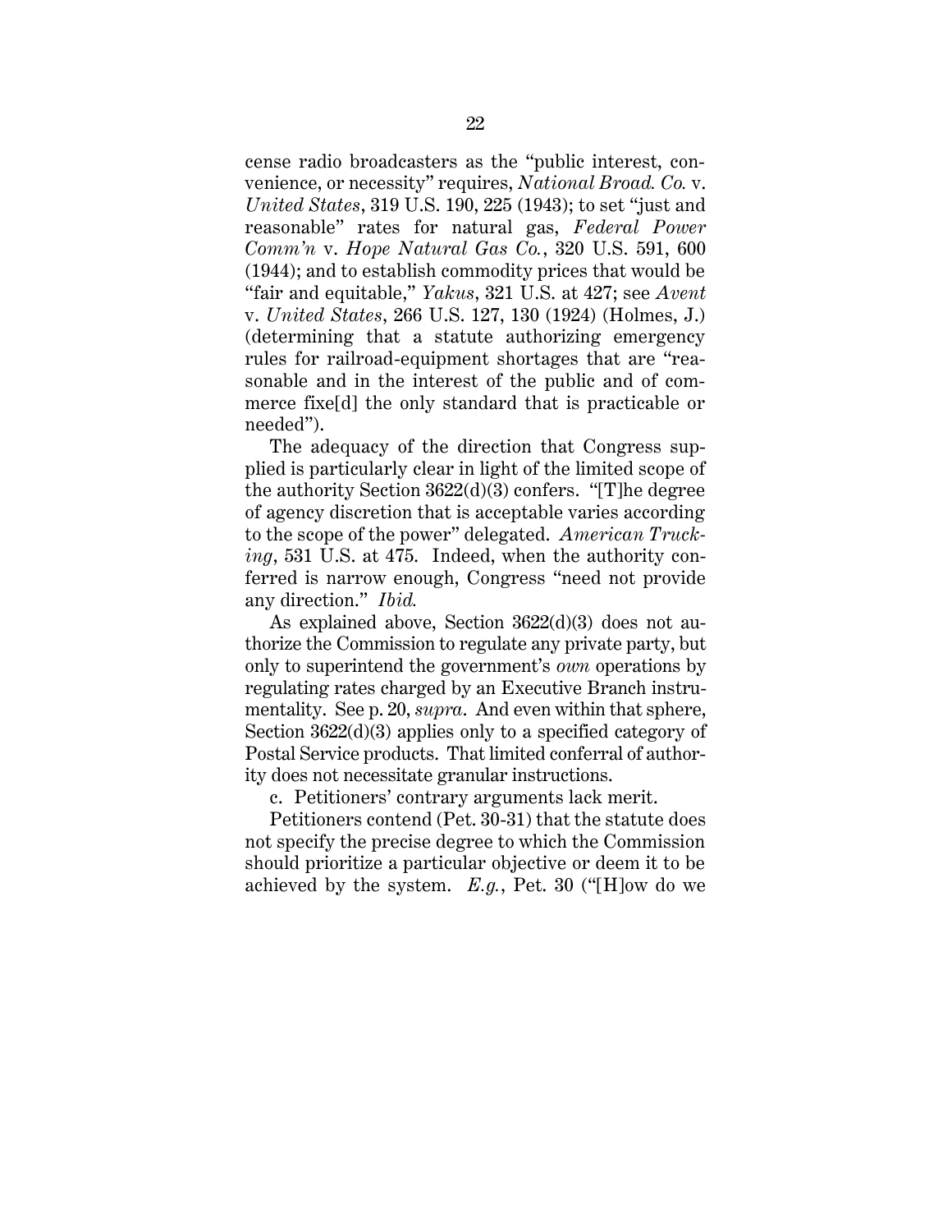cense radio broadcasters as the "public interest, convenience, or necessity" requires, *National Broad. Co.* v. *United States*, 319 U.S. 190, 225 (1943); to set "just and reasonable" rates for natural gas, *Federal Power Comm'n* v. *Hope Natural Gas Co.*, 320 U.S. 591, 600 (1944); and to establish commodity prices that would be "fair and equitable," *Yakus*, 321 U.S. at 427; see *Avent* v. *United States*, 266 U.S. 127, 130 (1924) (Holmes, J.) (determining that a statute authorizing emergency rules for railroad-equipment shortages that are "reasonable and in the interest of the public and of commerce fixe[d] the only standard that is practicable or needed").

The adequacy of the direction that Congress supplied is particularly clear in light of the limited scope of the authority Section 3622(d)(3) confers. "[T]he degree of agency discretion that is acceptable varies according to the scope of the power" delegated. *American Trucking*, 531 U.S. at 475. Indeed, when the authority conferred is narrow enough, Congress "need not provide any direction." *Ibid.*

As explained above, Section 3622(d)(3) does not authorize the Commission to regulate any private party, but only to superintend the government's *own* operations by regulating rates charged by an Executive Branch instrumentality. See p. 20, *supra*. And even within that sphere, Section 3622(d)(3) applies only to a specified category of Postal Service products. That limited conferral of authority does not necessitate granular instructions.

c. Petitioners' contrary arguments lack merit.

Petitioners contend (Pet. 30-31) that the statute does not specify the precise degree to which the Commission should prioritize a particular objective or deem it to be achieved by the system. *E.g.*, Pet. 30 ("[H]ow do we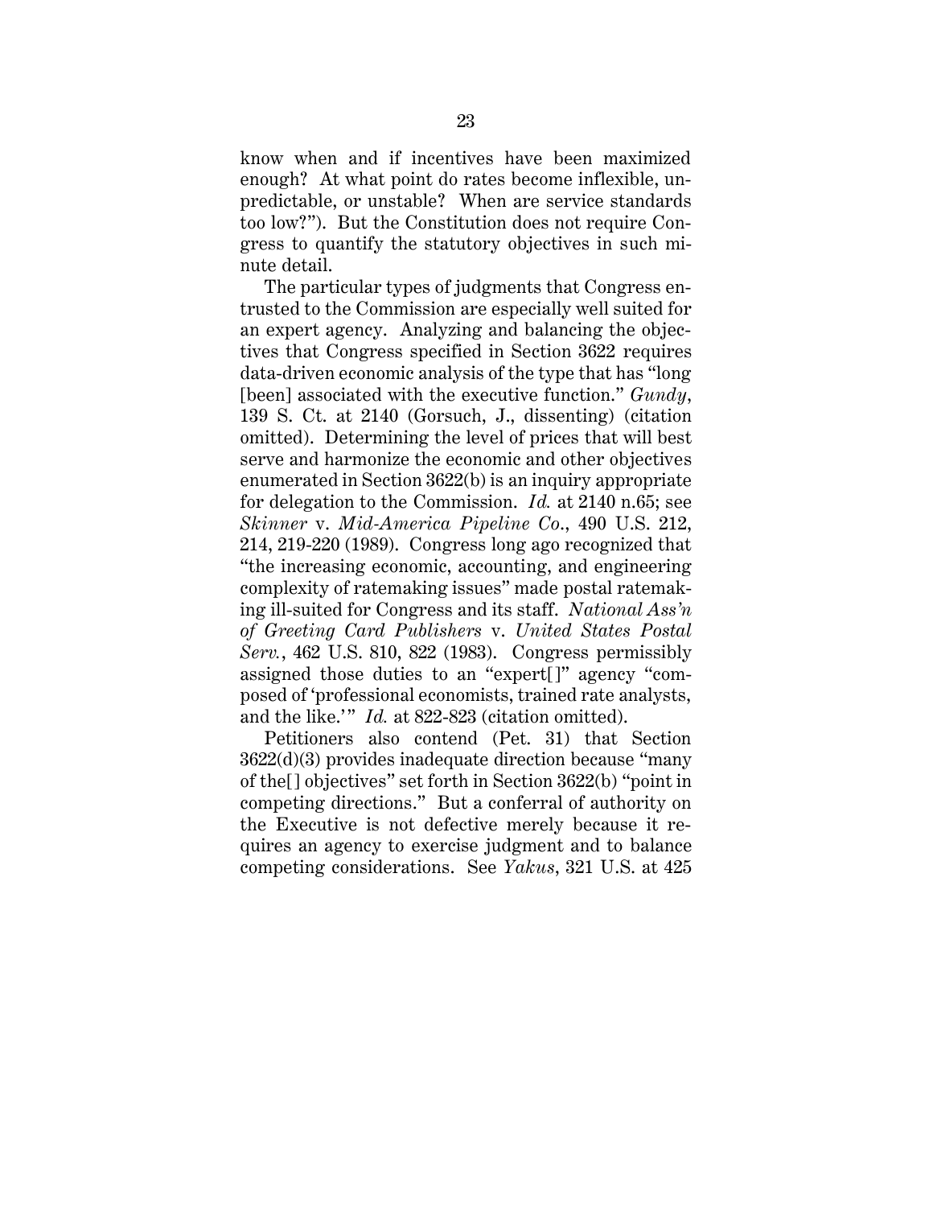know when and if incentives have been maximized enough? At what point do rates become inflexible, unpredictable, or unstable? When are service standards too low?"). But the Constitution does not require Congress to quantify the statutory objectives in such minute detail.

The particular types of judgments that Congress entrusted to the Commission are especially well suited for an expert agency. Analyzing and balancing the objectives that Congress specified in Section 3622 requires data-driven economic analysis of the type that has "long [been] associated with the executive function." *Gundy*, 139 S. Ct. at 2140 (Gorsuch, J., dissenting) (citation omitted). Determining the level of prices that will best serve and harmonize the economic and other objectives enumerated in Section 3622(b) is an inquiry appropriate for delegation to the Commission. *Id.* at 2140 n.65; see *Skinner* v. *Mid-America Pipeline Co.*, 490 U.S. 212, 214, 219-220 (1989). Congress long ago recognized that "the increasing economic, accounting, and engineering complexity of ratemaking issues" made postal ratemaking ill-suited for Congress and its staff. *National Ass'n of Greeting Card Publishers* v. *United States Postal Serv.*, 462 U.S. 810, 822 (1983). Congress permissibly assigned those duties to an "expert[]" agency "composed of 'professional economists, trained rate analysts, and the like.'" *Id.* at 822-823 (citation omitted).

Petitioners also contend (Pet. 31) that Section 3622(d)(3) provides inadequate direction because "many of the[] objectives" set forth in Section 3622(b) "point in competing directions." But a conferral of authority on the Executive is not defective merely because it requires an agency to exercise judgment and to balance competing considerations. See *Yakus*, 321 U.S. at 425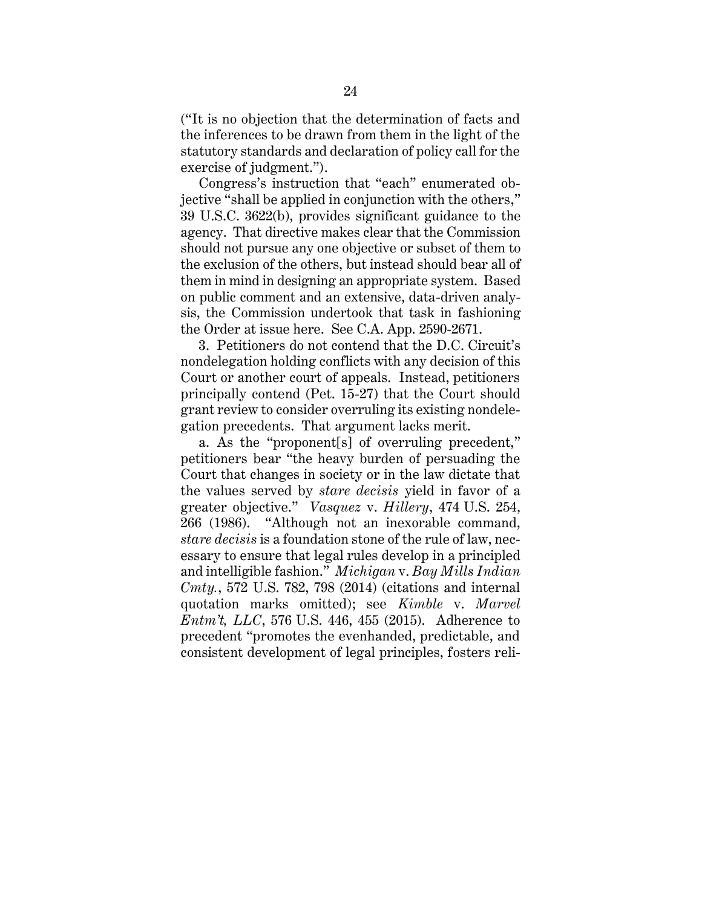("It is no objection that the determination of facts and the inferences to be drawn from them in the light of the statutory standards and declaration of policy call for the exercise of judgment.").

Congress's instruction that "each" enumerated objective "shall be applied in conjunction with the others," 39 U.S.C. 3622(b), provides significant guidance to the agency. That directive makes clear that the Commission should not pursue any one objective or subset of them to the exclusion of the others, but instead should bear all of them in mind in designing an appropriate system. Based on public comment and an extensive, data-driven analysis, the Commission undertook that task in fashioning the Order at issue here. See C.A. App. 2590-2671.

3. Petitioners do not contend that the D.C. Circuit's nondelegation holding conflicts with any decision of this Court or another court of appeals. Instead, petitioners principally contend (Pet. 15-27) that the Court should grant review to consider overruling its existing nondelegation precedents. That argument lacks merit.

a. As the "proponent[s] of overruling precedent," petitioners bear "the heavy burden of persuading the Court that changes in society or in the law dictate that the values served by *stare decisis* yield in favor of a greater objective." *Vasquez* v. *Hillery*, 474 U.S. 254, 266 (1986). "Although not an inexorable command, *stare decisis* is a foundation stone of the rule of law, necessary to ensure that legal rules develop in a principled and intelligible fashion." *Michigan* v. *Bay Mills Indian Cmty.*, 572 U.S. 782, 798 (2014) (citations and internal quotation marks omitted); see *Kimble* v. *Marvel Entm't, LLC*, 576 U.S. 446, 455 (2015). Adherence to precedent "promotes the evenhanded, predictable, and consistent development of legal principles, fosters reli-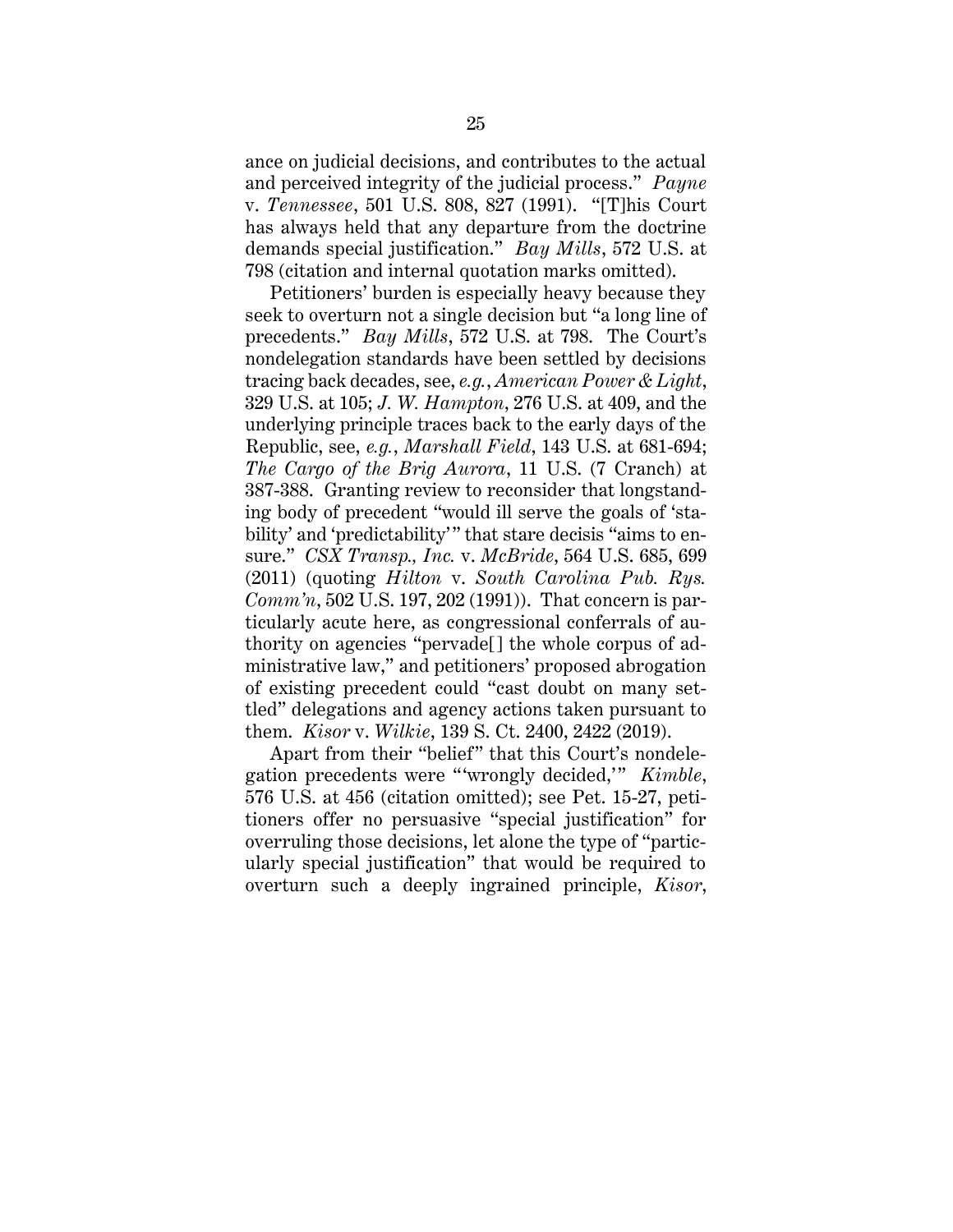ance on judicial decisions, and contributes to the actual and perceived integrity of the judicial process." *Payne* v. *Tennessee*, 501 U.S. 808, 827 (1991). "[T]his Court has always held that any departure from the doctrine demands special justification." *Bay Mills*, 572 U.S. at 798 (citation and internal quotation marks omitted).

Petitioners' burden is especially heavy because they seek to overturn not a single decision but "a long line of precedents." *Bay Mills*, 572 U.S. at 798. The Court's nondelegation standards have been settled by decisions tracing back decades, see, *e.g.*, *American Power & Light*, 329 U.S. at 105; *J. W. Hampton*, 276 U.S. at 409, and the underlying principle traces back to the early days of the Republic, see, *e.g.*, *Marshall Field*, 143 U.S. at 681-694; *The Cargo of the Brig Aurora*, 11 U.S. (7 Cranch) at 387-388. Granting review to reconsider that longstanding body of precedent "would ill serve the goals of 'stability' and 'predictability'" that stare decisis "aims to ensure." *CSX Transp., Inc.* v. *McBride*, 564 U.S. 685, 699 (2011) (quoting *Hilton* v. *South Carolina Pub. Rys. Comm'n*, 502 U.S. 197, 202 (1991)). That concern is particularly acute here, as congressional conferrals of authority on agencies "pervade[] the whole corpus of administrative law," and petitioners' proposed abrogation of existing precedent could "cast doubt on many settled" delegations and agency actions taken pursuant to them. *Kisor* v. *Wilkie*, 139 S. Ct. 2400, 2422 (2019).

Apart from their "belief" that this Court's nondelegation precedents were "'wrongly decided,'" *Kimble*, 576 U.S. at 456 (citation omitted); see Pet. 15-27, petitioners offer no persuasive "special justification" for overruling those decisions, let alone the type of "particularly special justification" that would be required to overturn such a deeply ingrained principle, *Kisor*,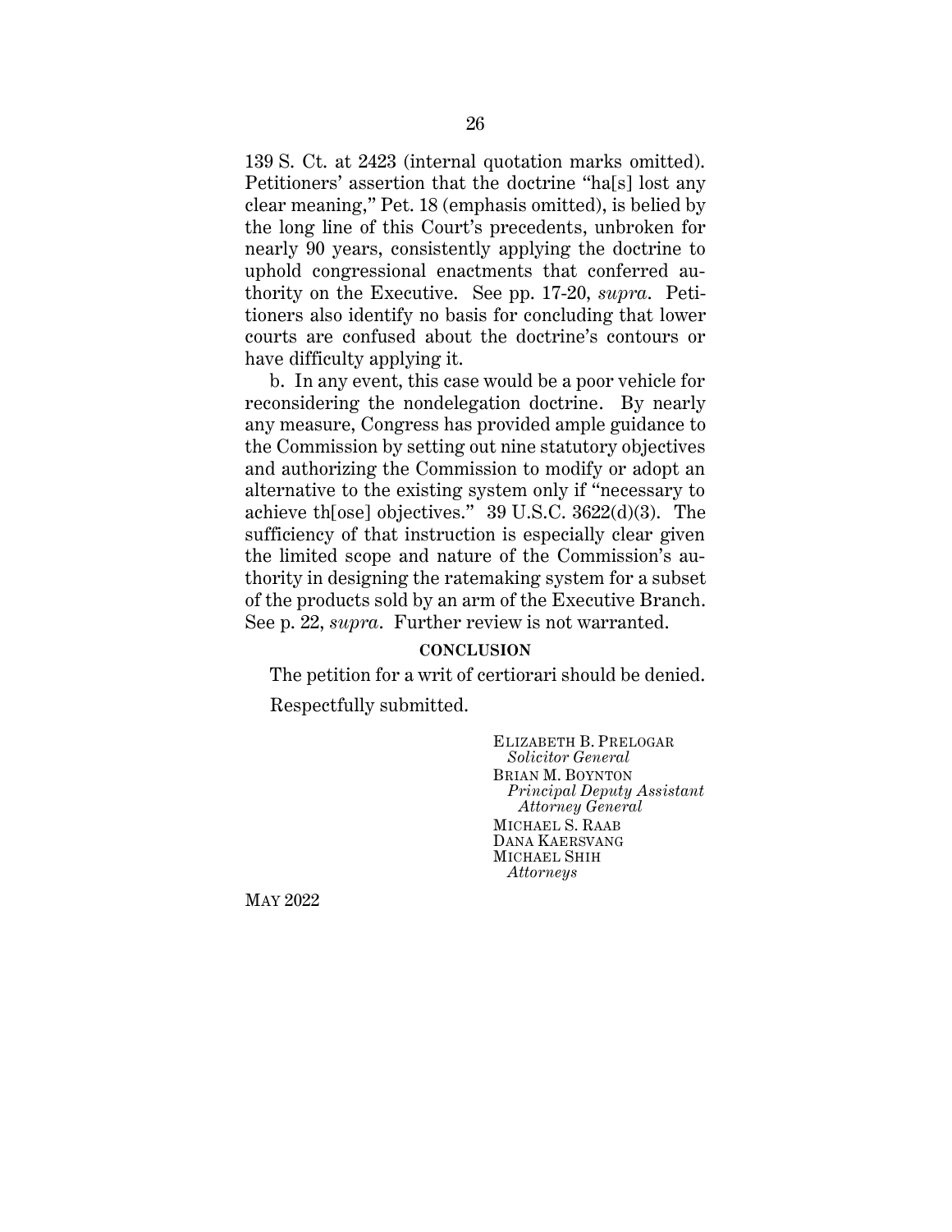139 S. Ct. at 2423 (internal quotation marks omitted). Petitioners' assertion that the doctrine "ha[s] lost any clear meaning," Pet. 18 (emphasis omitted), is belied by the long line of this Court's precedents, unbroken for nearly 90 years, consistently applying the doctrine to uphold congressional enactments that conferred authority on the Executive. See pp. 17-20, *supra*. Petitioners also identify no basis for concluding that lower courts are confused about the doctrine's contours or have difficulty applying it.

b. In any event, this case would be a poor vehicle for reconsidering the nondelegation doctrine. By nearly any measure, Congress has provided ample guidance to the Commission by setting out nine statutory objectives and authorizing the Commission to modify or adopt an alternative to the existing system only if "necessary to achieve th[ose] objectives." 39 U.S.C. 3622(d)(3). The sufficiency of that instruction is especially clear given the limited scope and nature of the Commission's authority in designing the ratemaking system for a subset of the products sold by an arm of the Executive Branch. See p. 22, *supra*. Further review is not warranted.

## CONCLUSION

The petition for a writ of certiorari should be denied.

Respectfully submitted.

ELIZABETH B. PRELOGAR
*Solicitor General*
BRIAN M. BOYNTON
*Principal Deputy Assistant Attorney General*
MICHAEL S. RAAB
DANA KAERSVANG
MICHAEL SHIH
*Attorneys*

MAY 2022